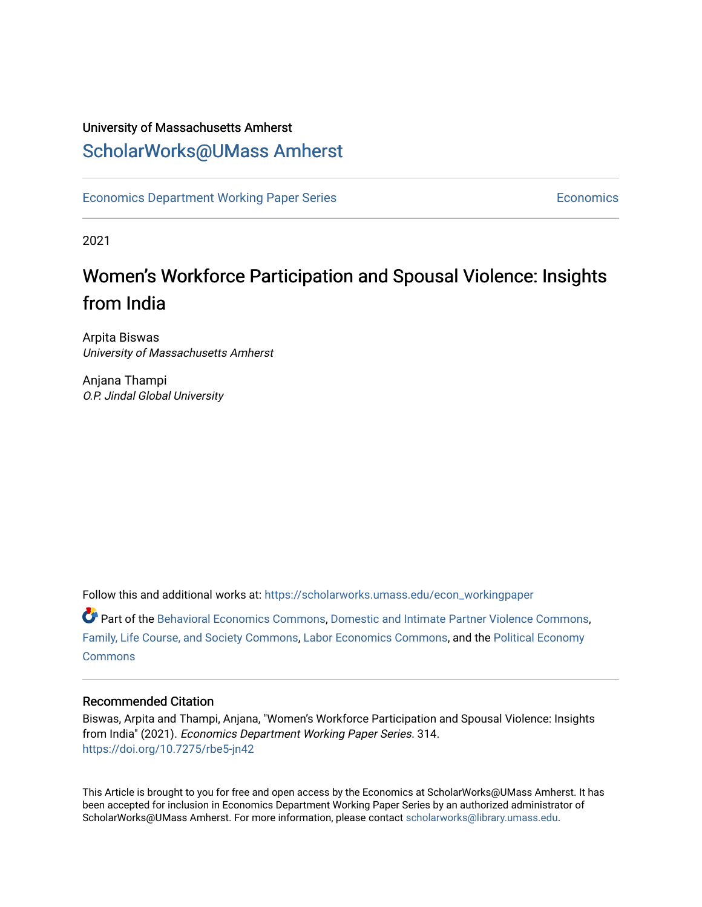University of Massachusetts Amherst

# ScholarWorks@UMass Amherst

Economics Department Working Paper Series | Economics

2021

# Women's Workforce Participation and Spousal Violence: Insights from India

Arpita Biswas
*University of Massachusetts Amherst*

Anjana Thampi
*O.P. Jindal Global University*

Follow this and additional works at: https://scholarworks.umass.edu/econ_workingpaper

Part of the Behavioral Economics Commons, Domestic and Intimate Partner Violence Commons, Family, Life Course, and Society Commons, Labor Economics Commons, and the Political Economy Commons

## Recommended Citation

Biswas, Arpita and Thampi, Anjana, "Women's Workforce Participation and Spousal Violence: Insights from India" (2021). *Economics Department Working Paper Series*. 314.
https://doi.org/10.7275/rbe5-jn42

This Article is brought to you for free and open access by the Economics at ScholarWorks@UMass Amherst. It has been accepted for inclusion in Economics Department Working Paper Series by an authorized administrator of ScholarWorks@UMass Amherst. For more information, please contact scholarworks@library.umass.edu.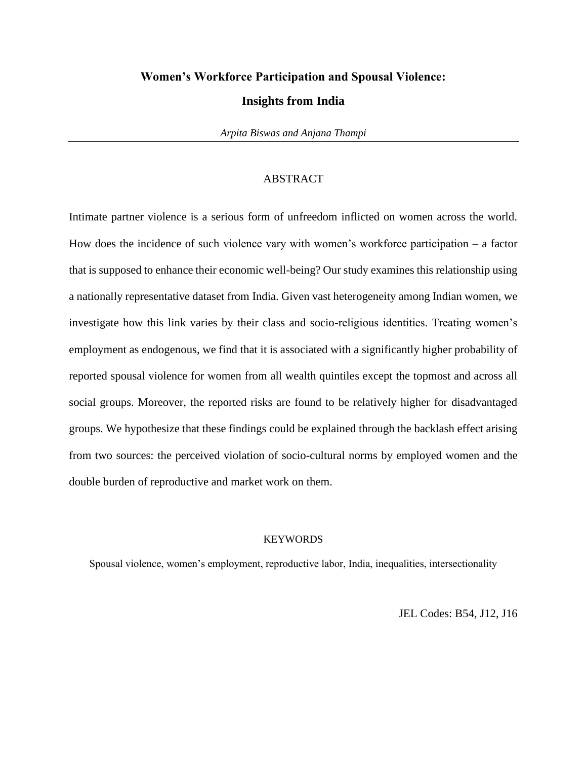# Women's Workforce Participation and Spousal Violence: Insights from India

*Arpita Biswas and Anjana Thampi*

## ABSTRACT

Intimate partner violence is a serious form of unfreedom inflicted on women across the world. How does the incidence of such violence vary with women's workforce participation – a factor that is supposed to enhance their economic well-being? Our study examines this relationship using a nationally representative dataset from India. Given vast heterogeneity among Indian women, we investigate how this link varies by their class and socio-religious identities. Treating women's employment as endogenous, we find that it is associated with a significantly higher probability of reported spousal violence for women from all wealth quintiles except the topmost and across all social groups. Moreover, the reported risks are found to be relatively higher for disadvantaged groups. We hypothesize that these findings could be explained through the backlash effect arising from two sources: the perceived violation of socio-cultural norms by employed women and the double burden of reproductive and market work on them.

## KEYWORDS

Spousal violence, women's employment, reproductive labor, India, inequalities, intersectionality

JEL Codes: B54, J12, J16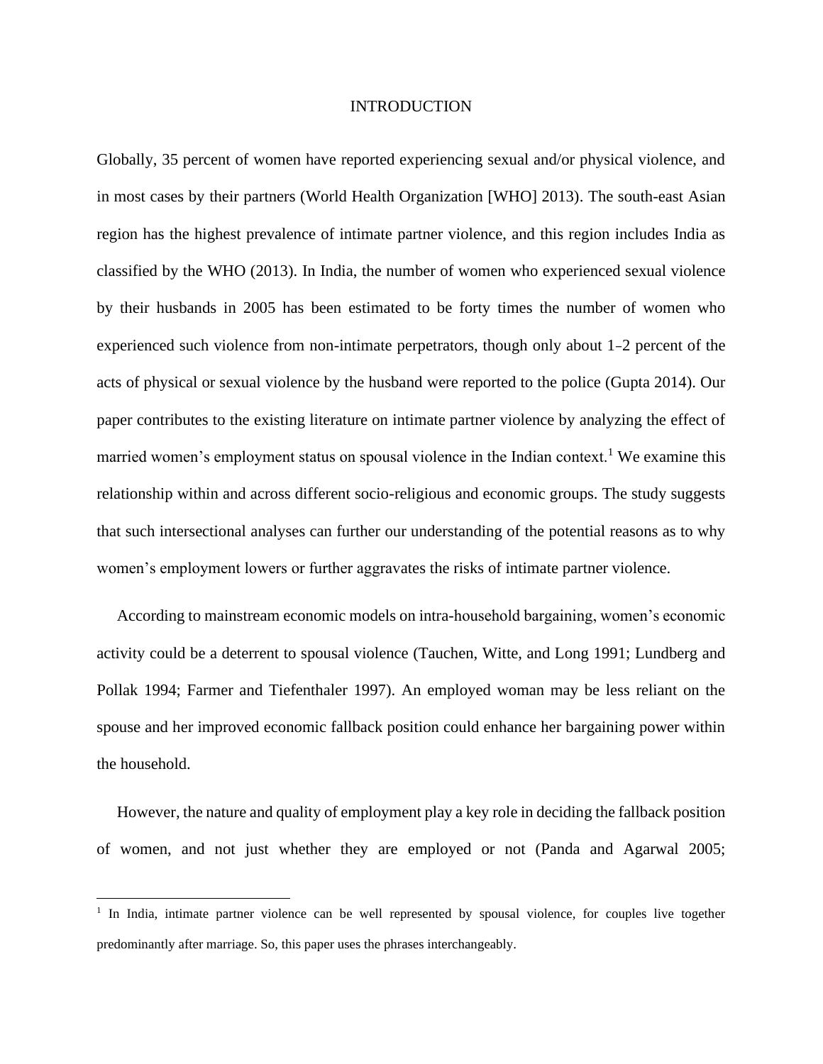# INTRODUCTION

Globally, 35 percent of women have reported experiencing sexual and/or physical violence, and in most cases by their partners (World Health Organization [WHO] 2013). The south-east Asian region has the highest prevalence of intimate partner violence, and this region includes India as classified by the WHO (2013). In India, the number of women who experienced sexual violence by their husbands in 2005 has been estimated to be forty times the number of women who experienced such violence from non-intimate perpetrators, though only about 1–2 percent of the acts of physical or sexual violence by the husband were reported to the police (Gupta 2014). Our paper contributes to the existing literature on intimate partner violence by analyzing the effect of married women's employment status on spousal violence in the Indian context.[1] We examine this relationship within and across different socio-religious and economic groups. The study suggests that such intersectional analyses can further our understanding of the potential reasons as to why women's employment lowers or further aggravates the risks of intimate partner violence.

According to mainstream economic models on intra-household bargaining, women's economic activity could be a deterrent to spousal violence (Tauchen, Witte, and Long 1991; Lundberg and Pollak 1994; Farmer and Tiefenthaler 1997). An employed woman may be less reliant on the spouse and her improved economic fallback position could enhance her bargaining power within the household.

However, the nature and quality of employment play a key role in deciding the fallback position of women, and not just whether they are employed or not (Panda and Agarwal 2005;

[1] In India, intimate partner violence can be well represented by spousal violence, for couples live together predominantly after marriage. So, this paper uses the phrases interchangeably.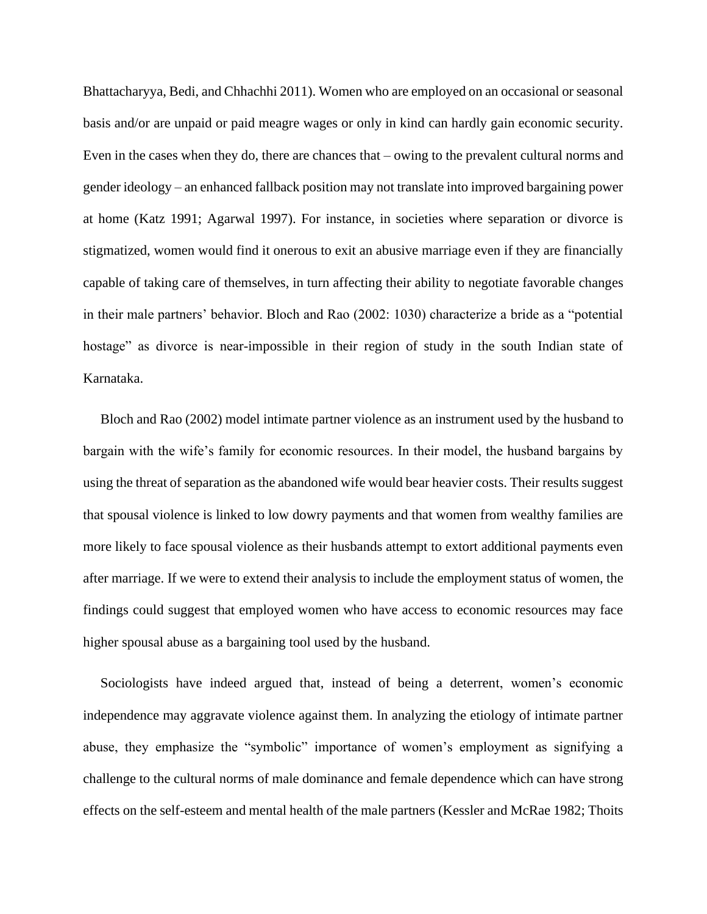Bhattacharyya, Bedi, and Chhachhi 2011). Women who are employed on an occasional or seasonal basis and/or are unpaid or paid meagre wages or only in kind can hardly gain economic security. Even in the cases when they do, there are chances that – owing to the prevalent cultural norms and gender ideology – an enhanced fallback position may not translate into improved bargaining power at home (Katz 1991; Agarwal 1997). For instance, in societies where separation or divorce is stigmatized, women would find it onerous to exit an abusive marriage even if they are financially capable of taking care of themselves, in turn affecting their ability to negotiate favorable changes in their male partners' behavior. Bloch and Rao (2002: 1030) characterize a bride as a "potential hostage" as divorce is near-impossible in their region of study in the south Indian state of Karnataka.

Bloch and Rao (2002) model intimate partner violence as an instrument used by the husband to bargain with the wife's family for economic resources. In their model, the husband bargains by using the threat of separation as the abandoned wife would bear heavier costs. Their results suggest that spousal violence is linked to low dowry payments and that women from wealthy families are more likely to face spousal violence as their husbands attempt to extort additional payments even after marriage. If we were to extend their analysis to include the employment status of women, the findings could suggest that employed women who have access to economic resources may face higher spousal abuse as a bargaining tool used by the husband.

Sociologists have indeed argued that, instead of being a deterrent, women's economic independence may aggravate violence against them. In analyzing the etiology of intimate partner abuse, they emphasize the "symbolic" importance of women's employment as signifying a challenge to the cultural norms of male dominance and female dependence which can have strong effects on the self-esteem and mental health of the male partners (Kessler and McRae 1982; Thoits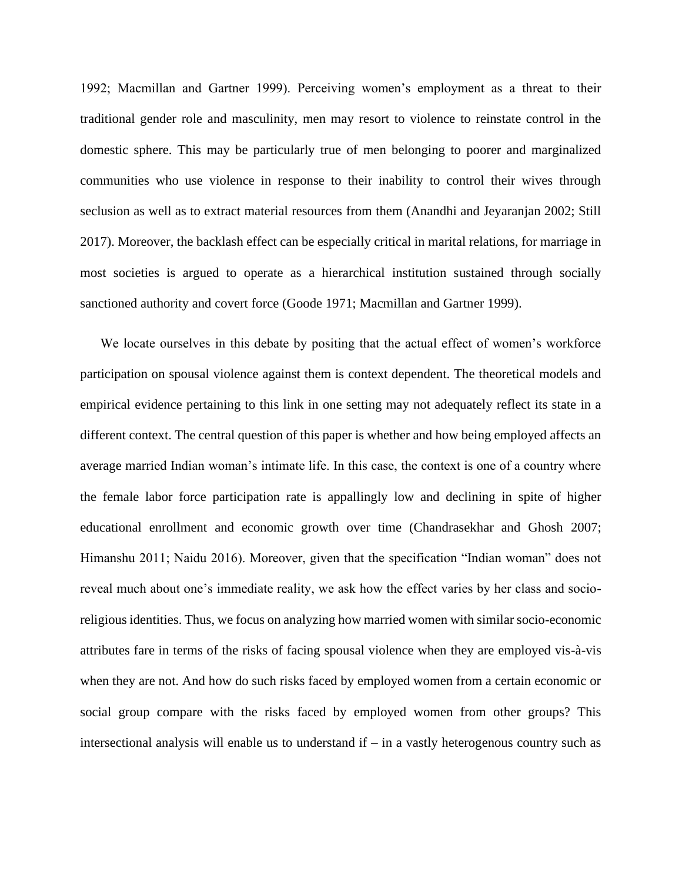1992; Macmillan and Gartner 1999). Perceiving women's employment as a threat to their traditional gender role and masculinity, men may resort to violence to reinstate control in the domestic sphere. This may be particularly true of men belonging to poorer and marginalized communities who use violence in response to their inability to control their wives through seclusion as well as to extract material resources from them (Anandhi and Jeyaranjan 2002; Still 2017). Moreover, the backlash effect can be especially critical in marital relations, for marriage in most societies is argued to operate as a hierarchical institution sustained through socially sanctioned authority and covert force (Goode 1971; Macmillan and Gartner 1999).

We locate ourselves in this debate by positing that the actual effect of women's workforce participation on spousal violence against them is context dependent. The theoretical models and empirical evidence pertaining to this link in one setting may not adequately reflect its state in a different context. The central question of this paper is whether and how being employed affects an average married Indian woman's intimate life. In this case, the context is one of a country where the female labor force participation rate is appallingly low and declining in spite of higher educational enrollment and economic growth over time (Chandrasekhar and Ghosh 2007; Himanshu 2011; Naidu 2016). Moreover, given that the specification "Indian woman" does not reveal much about one's immediate reality, we ask how the effect varies by her class and socio-religious identities. Thus, we focus on analyzing how married women with similar socio-economic attributes fare in terms of the risks of facing spousal violence when they are employed vis-à-vis when they are not. And how do such risks faced by employed women from a certain economic or social group compare with the risks faced by employed women from other groups? This intersectional analysis will enable us to understand if – in a vastly heterogenous country such as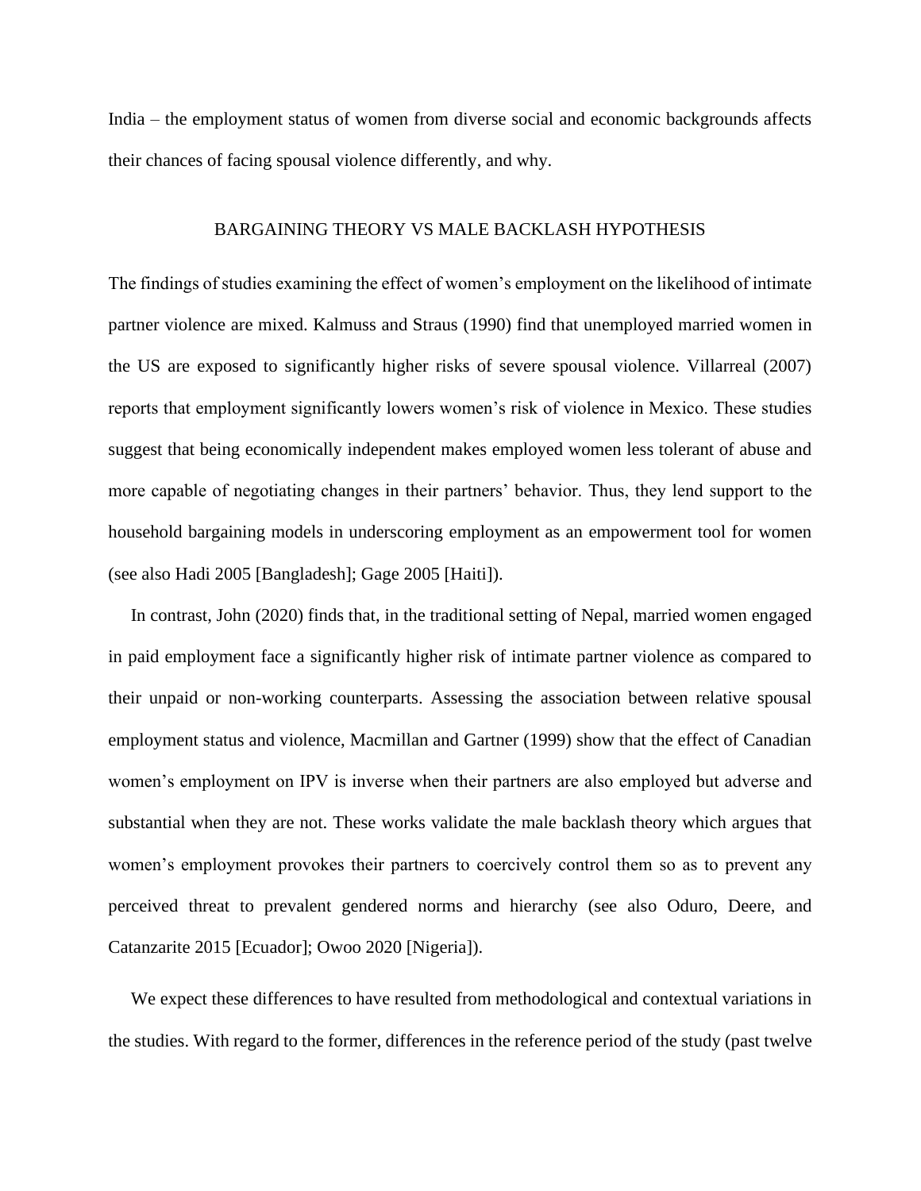India – the employment status of women from diverse social and economic backgrounds affects their chances of facing spousal violence differently, and why.

## BARGAINING THEORY VS MALE BACKLASH HYPOTHESIS

The findings of studies examining the effect of women's employment on the likelihood of intimate partner violence are mixed. Kalmuss and Straus (1990) find that unemployed married women in the US are exposed to significantly higher risks of severe spousal violence. Villarreal (2007) reports that employment significantly lowers women's risk of violence in Mexico. These studies suggest that being economically independent makes employed women less tolerant of abuse and more capable of negotiating changes in their partners' behavior. Thus, they lend support to the household bargaining models in underscoring employment as an empowerment tool for women (see also Hadi 2005 [Bangladesh]; Gage 2005 [Haiti]).

In contrast, John (2020) finds that, in the traditional setting of Nepal, married women engaged in paid employment face a significantly higher risk of intimate partner violence as compared to their unpaid or non-working counterparts. Assessing the association between relative spousal employment status and violence, Macmillan and Gartner (1999) show that the effect of Canadian women's employment on IPV is inverse when their partners are also employed but adverse and substantial when they are not. These works validate the male backlash theory which argues that women's employment provokes their partners to coercively control them so as to prevent any perceived threat to prevalent gendered norms and hierarchy (see also Oduro, Deere, and Catanzarite 2015 [Ecuador]; Owoo 2020 [Nigeria]).

We expect these differences to have resulted from methodological and contextual variations in the studies. With regard to the former, differences in the reference period of the study (past twelve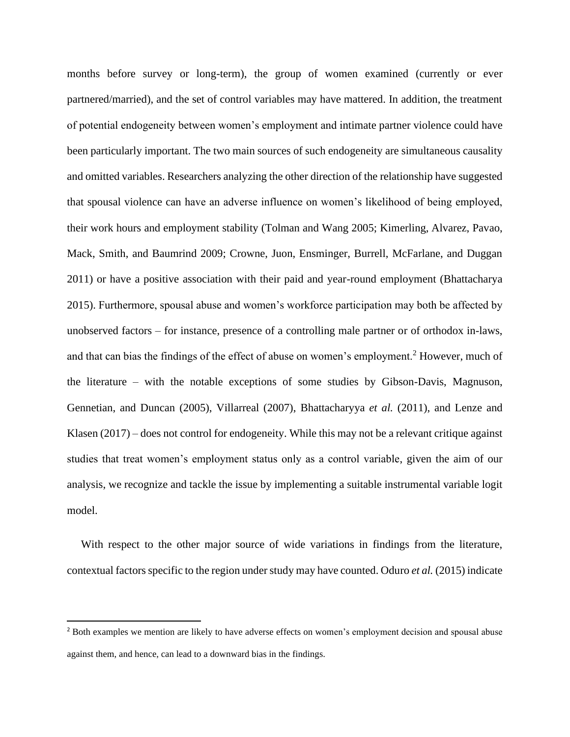months before survey or long-term), the group of women examined (currently or ever partnered/married), and the set of control variables may have mattered. In addition, the treatment of potential endogeneity between women's employment and intimate partner violence could have been particularly important. The two main sources of such endogeneity are simultaneous causality and omitted variables. Researchers analyzing the other direction of the relationship have suggested that spousal violence can have an adverse influence on women's likelihood of being employed, their work hours and employment stability (Tolman and Wang 2005; Kimerling, Alvarez, Pavao, Mack, Smith, and Baumrind 2009; Crowne, Juon, Ensminger, Burrell, McFarlane, and Duggan 2011) or have a positive association with their paid and year-round employment (Bhattacharya 2015). Furthermore, spousal abuse and women's workforce participation may both be affected by unobserved factors – for instance, presence of a controlling male partner or of orthodox in-laws, and that can bias the findings of the effect of abuse on women's employment.[2] However, much of the literature – with the notable exceptions of some studies by Gibson-Davis, Magnuson, Gennetian, and Duncan (2005), Villarreal (2007), Bhattacharyya *et al.* (2011), and Lenze and Klasen (2017) – does not control for endogeneity. While this may not be a relevant critique against studies that treat women's employment status only as a control variable, given the aim of our analysis, we recognize and tackle the issue by implementing a suitable instrumental variable logit model.

With respect to the other major source of wide variations in findings from the literature, contextual factors specific to the region under study may have counted. Oduro *et al.* (2015) indicate

[2] Both examples we mention are likely to have adverse effects on women's employment decision and spousal abuse against them, and hence, can lead to a downward bias in the findings.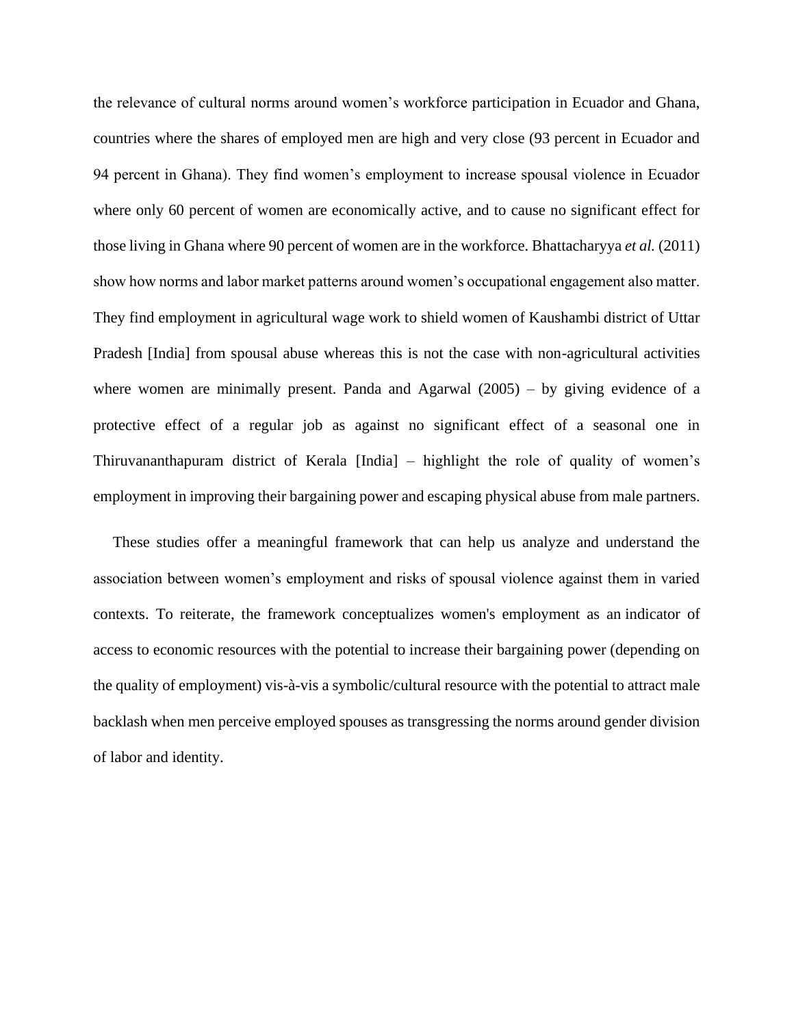the relevance of cultural norms around women's workforce participation in Ecuador and Ghana, countries where the shares of employed men are high and very close (93 percent in Ecuador and 94 percent in Ghana). They find women's employment to increase spousal violence in Ecuador where only 60 percent of women are economically active, and to cause no significant effect for those living in Ghana where 90 percent of women are in the workforce. Bhattacharyya *et al.* (2011) show how norms and labor market patterns around women's occupational engagement also matter. They find employment in agricultural wage work to shield women of Kaushambi district of Uttar Pradesh [India] from spousal abuse whereas this is not the case with non-agricultural activities where women are minimally present. Panda and Agarwal (2005) – by giving evidence of a protective effect of a regular job as against no significant effect of a seasonal one in Thiruvananthapuram district of Kerala [India] – highlight the role of quality of women's employment in improving their bargaining power and escaping physical abuse from male partners.

These studies offer a meaningful framework that can help us analyze and understand the association between women's employment and risks of spousal violence against them in varied contexts. To reiterate, the framework conceptualizes women's employment as an indicator of access to economic resources with the potential to increase their bargaining power (depending on the quality of employment) vis-à-vis a symbolic/cultural resource with the potential to attract male backlash when men perceive employed spouses as transgressing the norms around gender division of labor and identity.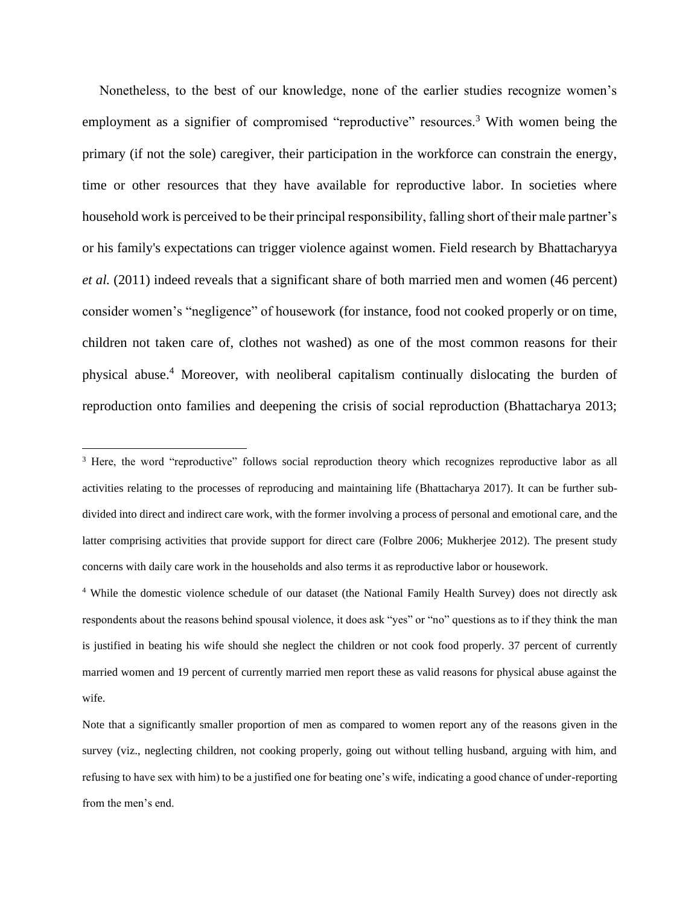Nonetheless, to the best of our knowledge, none of the earlier studies recognize women's employment as a signifier of compromised "reproductive" resources.[3] With women being the primary (if not the sole) caregiver, their participation in the workforce can constrain the energy, time or other resources that they have available for reproductive labor. In societies where household work is perceived to be their principal responsibility, falling short of their male partner's or his family's expectations can trigger violence against women. Field research by Bhattacharyya *et al.* (2011) indeed reveals that a significant share of both married men and women (46 percent) consider women's "negligence" of housework (for instance, food not cooked properly or on time, children not taken care of, clothes not washed) as one of the most common reasons for their physical abuse.[4] Moreover, with neoliberal capitalism continually dislocating the burden of reproduction onto families and deepening the crisis of social reproduction (Bhattacharya 2013;

---

[3] Here, the word "reproductive" follows social reproduction theory which recognizes reproductive labor as all activities relating to the processes of reproducing and maintaining life (Bhattacharya 2017). It can be further sub-divided into direct and indirect care work, with the former involving a process of personal and emotional care, and the latter comprising activities that provide support for direct care (Folbre 2006; Mukherjee 2012). The present study concerns with daily care work in the households and also terms it as reproductive labor or housework.

[4] While the domestic violence schedule of our dataset (the National Family Health Survey) does not directly ask respondents about the reasons behind spousal violence, it does ask "yes" or "no" questions as to if they think the man is justified in beating his wife should she neglect the children or not cook food properly. 37 percent of currently married women and 19 percent of currently married men report these as valid reasons for physical abuse against the wife.

Note that a significantly smaller proportion of men as compared to women report any of the reasons given in the survey (viz., neglecting children, not cooking properly, going out without telling husband, arguing with him, and refusing to have sex with him) to be a justified one for beating one's wife, indicating a good chance of under-reporting from the men's end.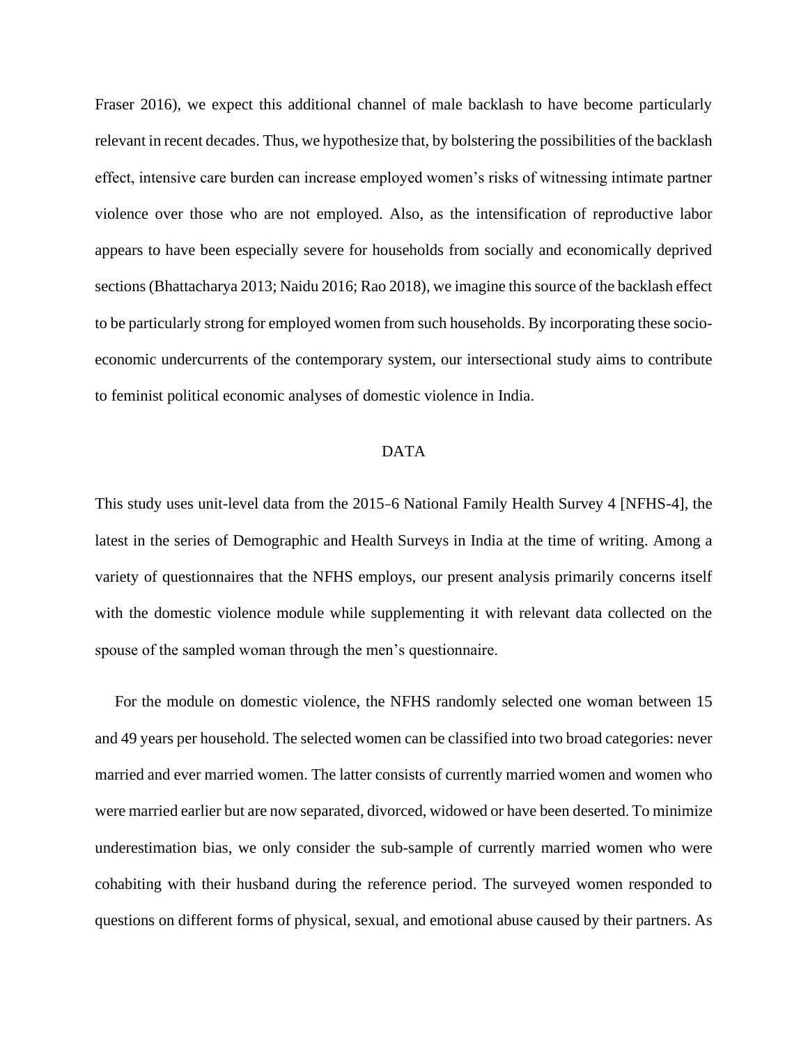Fraser 2016), we expect this additional channel of male backlash to have become particularly relevant in recent decades. Thus, we hypothesize that, by bolstering the possibilities of the backlash effect, intensive care burden can increase employed women's risks of witnessing intimate partner violence over those who are not employed. Also, as the intensification of reproductive labor appears to have been especially severe for households from socially and economically deprived sections (Bhattacharya 2013; Naidu 2016; Rao 2018), we imagine this source of the backlash effect to be particularly strong for employed women from such households. By incorporating these socio-economic undercurrents of the contemporary system, our intersectional study aims to contribute to feminist political economic analyses of domestic violence in India.

## DATA

This study uses unit-level data from the 2015–6 National Family Health Survey 4 [NFHS-4], the latest in the series of Demographic and Health Surveys in India at the time of writing. Among a variety of questionnaires that the NFHS employs, our present analysis primarily concerns itself with the domestic violence module while supplementing it with relevant data collected on the spouse of the sampled woman through the men's questionnaire.

For the module on domestic violence, the NFHS randomly selected one woman between 15 and 49 years per household. The selected women can be classified into two broad categories: never married and ever married women. The latter consists of currently married women and women who were married earlier but are now separated, divorced, widowed or have been deserted. To minimize underestimation bias, we only consider the sub-sample of currently married women who were cohabiting with their husband during the reference period. The surveyed women responded to questions on different forms of physical, sexual, and emotional abuse caused by their partners. As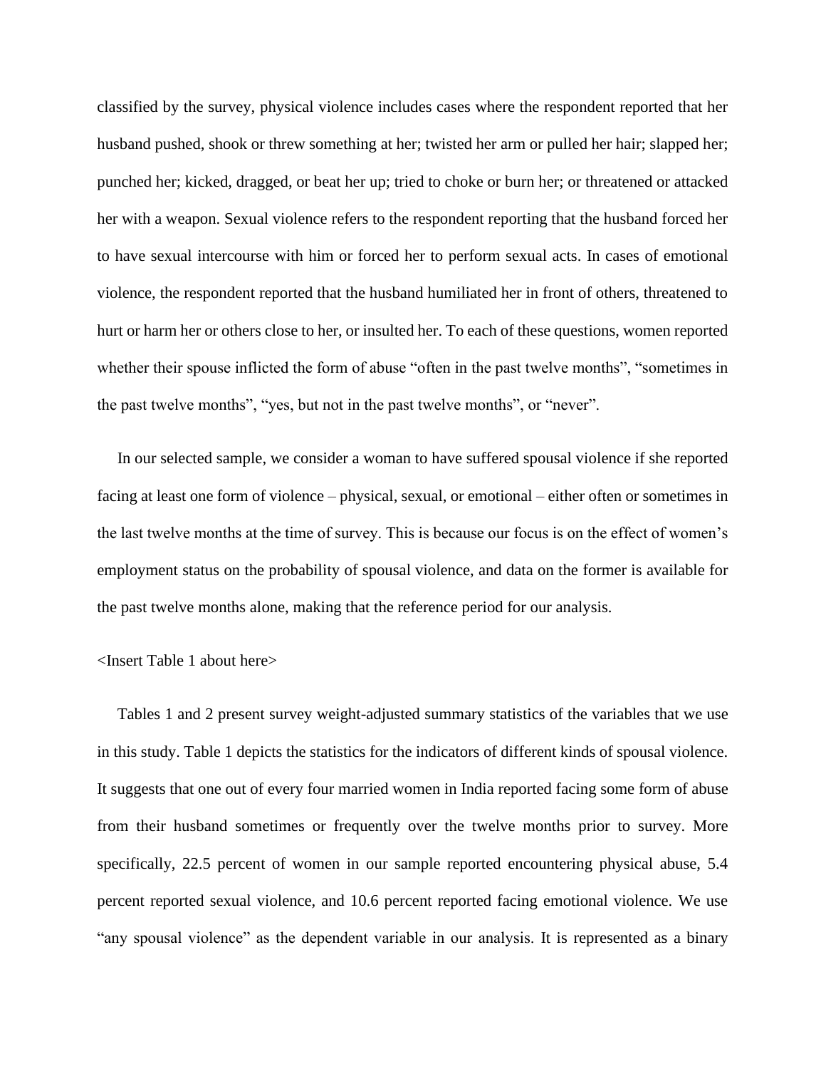classified by the survey, physical violence includes cases where the respondent reported that her husband pushed, shook or threw something at her; twisted her arm or pulled her hair; slapped her; punched her; kicked, dragged, or beat her up; tried to choke or burn her; or threatened or attacked her with a weapon. Sexual violence refers to the respondent reporting that the husband forced her to have sexual intercourse with him or forced her to perform sexual acts. In cases of emotional violence, the respondent reported that the husband humiliated her in front of others, threatened to hurt or harm her or others close to her, or insulted her. To each of these questions, women reported whether their spouse inflicted the form of abuse "often in the past twelve months", "sometimes in the past twelve months", "yes, but not in the past twelve months", or "never".

In our selected sample, we consider a woman to have suffered spousal violence if she reported facing at least one form of violence – physical, sexual, or emotional – either often or sometimes in the last twelve months at the time of survey. This is because our focus is on the effect of women's employment status on the probability of spousal violence, and data on the former is available for the past twelve months alone, making that the reference period for our analysis.

<Insert Table 1 about here>

Tables 1 and 2 present survey weight-adjusted summary statistics of the variables that we use in this study. Table 1 depicts the statistics for the indicators of different kinds of spousal violence. It suggests that one out of every four married women in India reported facing some form of abuse from their husband sometimes or frequently over the twelve months prior to survey. More specifically, 22.5 percent of women in our sample reported encountering physical abuse, 5.4 percent reported sexual violence, and 10.6 percent reported facing emotional violence. We use "any spousal violence" as the dependent variable in our analysis. It is represented as a binary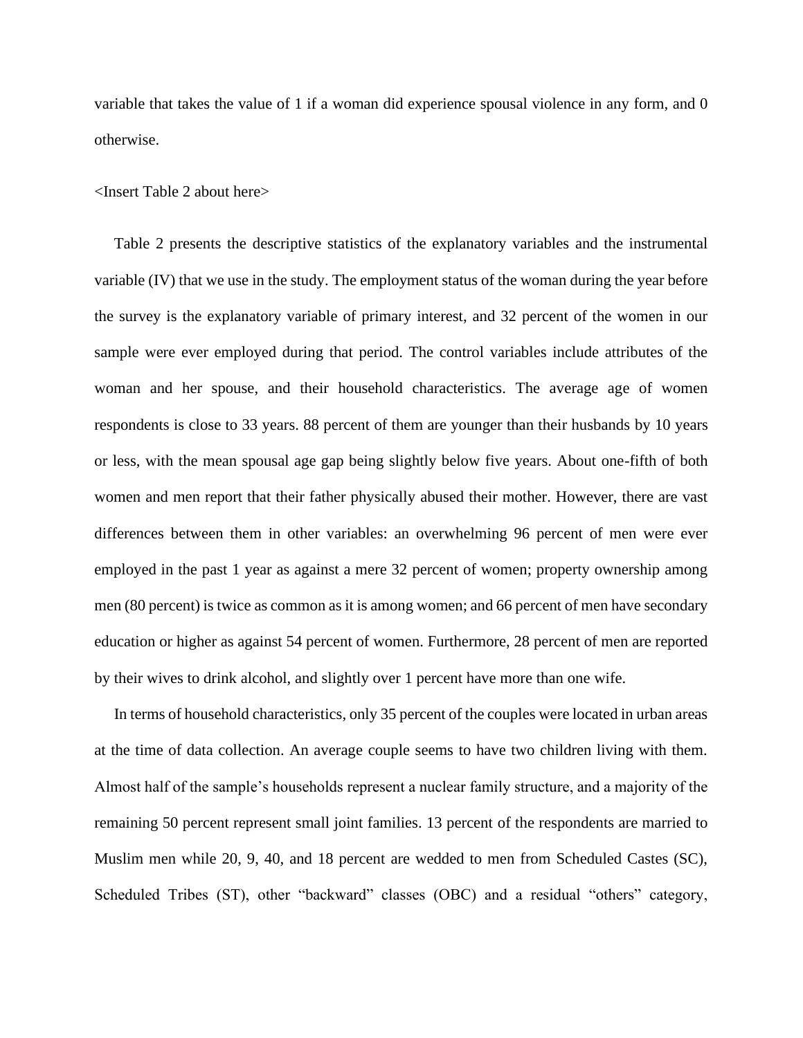variable that takes the value of 1 if a woman did experience spousal violence in any form, and 0 otherwise.

<Insert Table 2 about here>

Table 2 presents the descriptive statistics of the explanatory variables and the instrumental variable (IV) that we use in the study. The employment status of the woman during the year before the survey is the explanatory variable of primary interest, and 32 percent of the women in our sample were ever employed during that period. The control variables include attributes of the woman and her spouse, and their household characteristics. The average age of women respondents is close to 33 years. 88 percent of them are younger than their husbands by 10 years or less, with the mean spousal age gap being slightly below five years. About one-fifth of both women and men report that their father physically abused their mother. However, there are vast differences between them in other variables: an overwhelming 96 percent of men were ever employed in the past 1 year as against a mere 32 percent of women; property ownership among men (80 percent) is twice as common as it is among women; and 66 percent of men have secondary education or higher as against 54 percent of women. Furthermore, 28 percent of men are reported by their wives to drink alcohol, and slightly over 1 percent have more than one wife.

In terms of household characteristics, only 35 percent of the couples were located in urban areas at the time of data collection. An average couple seems to have two children living with them. Almost half of the sample's households represent a nuclear family structure, and a majority of the remaining 50 percent represent small joint families. 13 percent of the respondents are married to Muslim men while 20, 9, 40, and 18 percent are wedded to men from Scheduled Castes (SC), Scheduled Tribes (ST), other "backward" classes (OBC) and a residual "others" category,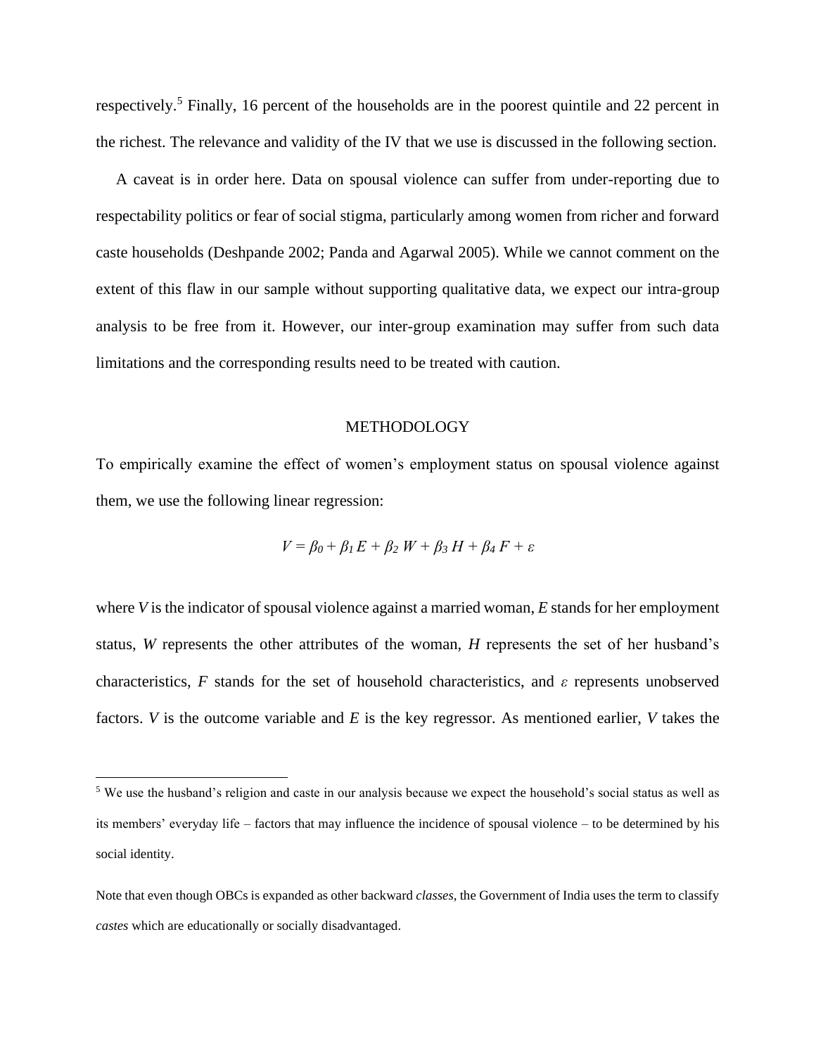respectively.[5] Finally, 16 percent of the households are in the poorest quintile and 22 percent in the richest. The relevance and validity of the IV that we use is discussed in the following section.

A caveat is in order here. Data on spousal violence can suffer from under-reporting due to respectability politics or fear of social stigma, particularly among women from richer and forward caste households (Deshpande 2002; Panda and Agarwal 2005). While we cannot comment on the extent of this flaw in our sample without supporting qualitative data, we expect our intra-group analysis to be free from it. However, our inter-group examination may suffer from such data limitations and the corresponding results need to be treated with caution.

## METHODOLOGY

To empirically examine the effect of women's employment status on spousal violence against them, we use the following linear regression:

$$V = \beta_0 + \beta_1 E + \beta_2 W + \beta_3 H + \beta_4 F + \varepsilon$$

where $V$ is the indicator of spousal violence against a married woman, $E$ stands for her employment status, $W$ represents the other attributes of the woman, $H$ represents the set of her husband's characteristics, $F$ stands for the set of household characteristics, and $\varepsilon$ represents unobserved factors. $V$ is the outcome variable and $E$ is the key regressor. As mentioned earlier, $V$ takes the

---

[5] We use the husband's religion and caste in our analysis because we expect the household's social status as well as its members' everyday life – factors that may influence the incidence of spousal violence – to be determined by his social identity.

Note that even though OBCs is expanded as other backward *classes*, the Government of India uses the term to classify *castes* which are educationally or socially disadvantaged.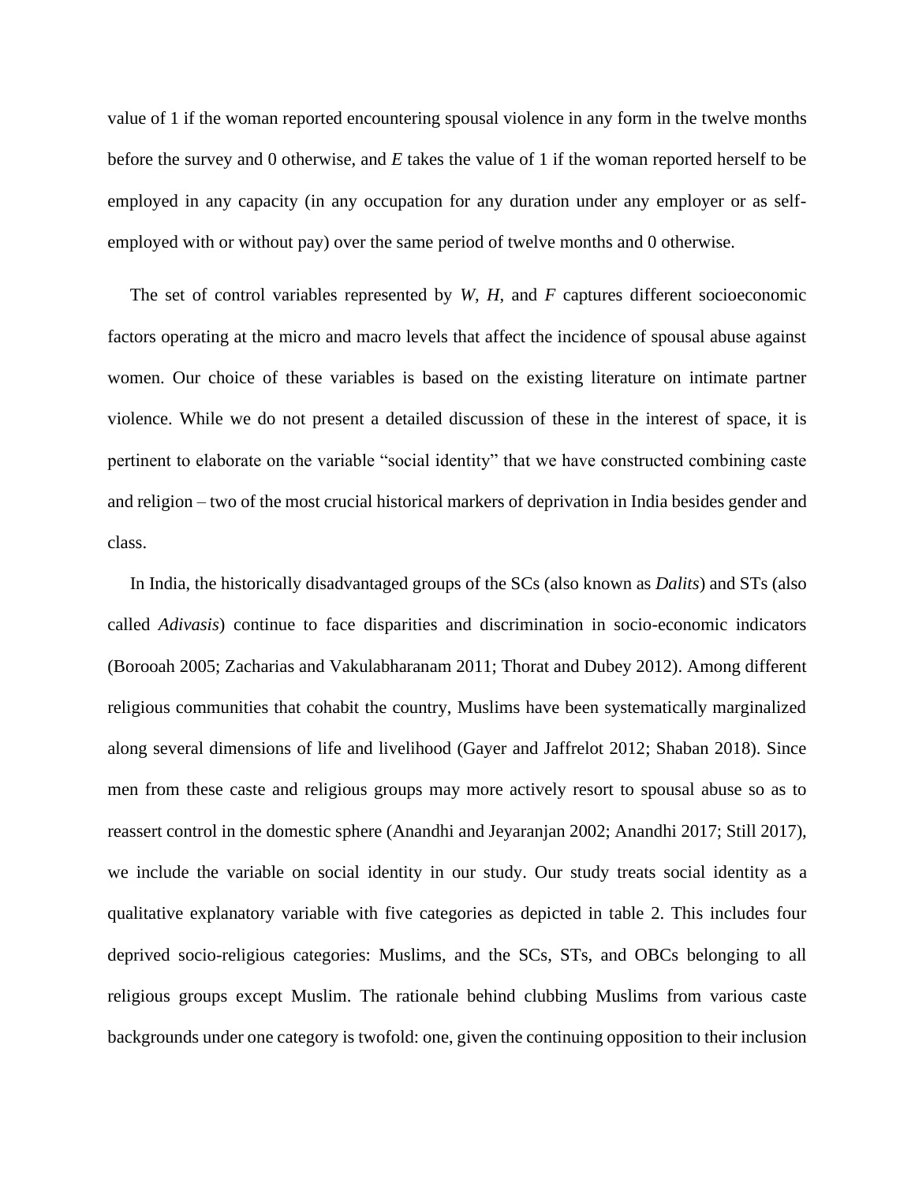value of 1 if the woman reported encountering spousal violence in any form in the twelve months before the survey and 0 otherwise, and $E$ takes the value of 1 if the woman reported herself to be employed in any capacity (in any occupation for any duration under any employer or as self-employed with or without pay) over the same period of twelve months and 0 otherwise.

The set of control variables represented by $W$, $H$, and $F$ captures different socioeconomic factors operating at the micro and macro levels that affect the incidence of spousal abuse against women. Our choice of these variables is based on the existing literature on intimate partner violence. While we do not present a detailed discussion of these in the interest of space, it is pertinent to elaborate on the variable "social identity" that we have constructed combining caste and religion – two of the most crucial historical markers of deprivation in India besides gender and class.

In India, the historically disadvantaged groups of the SCs (also known as *Dalits*) and STs (also called *Adivasis*) continue to face disparities and discrimination in socio-economic indicators (Borooah 2005; Zacharias and Vakulabharanam 2011; Thorat and Dubey 2012). Among different religious communities that cohabit the country, Muslims have been systematically marginalized along several dimensions of life and livelihood (Gayer and Jaffrelot 2012; Shaban 2018). Since men from these caste and religious groups may more actively resort to spousal abuse so as to reassert control in the domestic sphere (Anandhi and Jeyaranjan 2002; Anandhi 2017; Still 2017), we include the variable on social identity in our study. Our study treats social identity as a qualitative explanatory variable with five categories as depicted in table 2. This includes four deprived socio-religious categories: Muslims, and the SCs, STs, and OBCs belonging to all religious groups except Muslim. The rationale behind clubbing Muslims from various caste backgrounds under one category is twofold: one, given the continuing opposition to their inclusion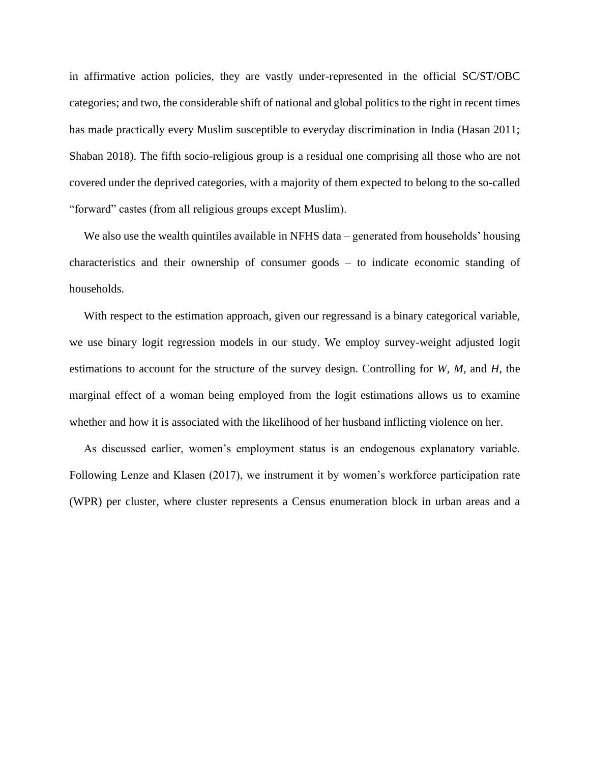in affirmative action policies, they are vastly under-represented in the official SC/ST/OBC categories; and two, the considerable shift of national and global politics to the right in recent times has made practically every Muslim susceptible to everyday discrimination in India (Hasan 2011; Shaban 2018). The fifth socio-religious group is a residual one comprising all those who are not covered under the deprived categories, with a majority of them expected to belong to the so-called "forward" castes (from all religious groups except Muslim).

We also use the wealth quintiles available in NFHS data – generated from households' housing characteristics and their ownership of consumer goods – to indicate economic standing of households.

With respect to the estimation approach, given our regressand is a binary categorical variable, we use binary logit regression models in our study. We employ survey-weight adjusted logit estimations to account for the structure of the survey design. Controlling for $W$, $M$, and $H$, the marginal effect of a woman being employed from the logit estimations allows us to examine whether and how it is associated with the likelihood of her husband inflicting violence on her.

As discussed earlier, women's employment status is an endogenous explanatory variable. Following Lenze and Klasen (2017), we instrument it by women's workforce participation rate (WPR) per cluster, where cluster represents a Census enumeration block in urban areas and a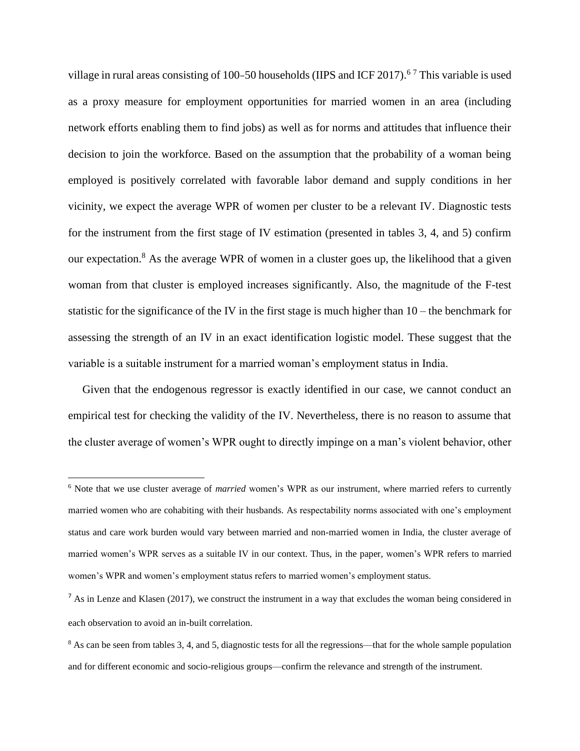village in rural areas consisting of 100–50 households (IIPS and ICF 2017).[6] [7] This variable is used as a proxy measure for employment opportunities for married women in an area (including network efforts enabling them to find jobs) as well as for norms and attitudes that influence their decision to join the workforce. Based on the assumption that the probability of a woman being employed is positively correlated with favorable labor demand and supply conditions in her vicinity, we expect the average WPR of women per cluster to be a relevant IV. Diagnostic tests for the instrument from the first stage of IV estimation (presented in tables 3, 4, and 5) confirm our expectation.[8] As the average WPR of women in a cluster goes up, the likelihood that a given woman from that cluster is employed increases significantly. Also, the magnitude of the F-test statistic for the significance of the IV in the first stage is much higher than 10 – the benchmark for assessing the strength of an IV in an exact identification logistic model. These suggest that the variable is a suitable instrument for a married woman's employment status in India.

Given that the endogenous regressor is exactly identified in our case, we cannot conduct an empirical test for checking the validity of the IV. Nevertheless, there is no reason to assume that the cluster average of women's WPR ought to directly impinge on a man's violent behavior, other

[6] Note that we use cluster average of *married* women's WPR as our instrument, where married refers to currently married women who are cohabiting with their husbands. As respectability norms associated with one's employment status and care work burden would vary between married and non-married women in India, the cluster average of married women's WPR serves as a suitable IV in our context. Thus, in the paper, women's WPR refers to married women's WPR and women's employment status refers to married women's employment status.

[7] As in Lenze and Klasen (2017), we construct the instrument in a way that excludes the woman being considered in each observation to avoid an in-built correlation.

[8] As can be seen from tables 3, 4, and 5, diagnostic tests for all the regressions—that for the whole sample population and for different economic and socio-religious groups—confirm the relevance and strength of the instrument.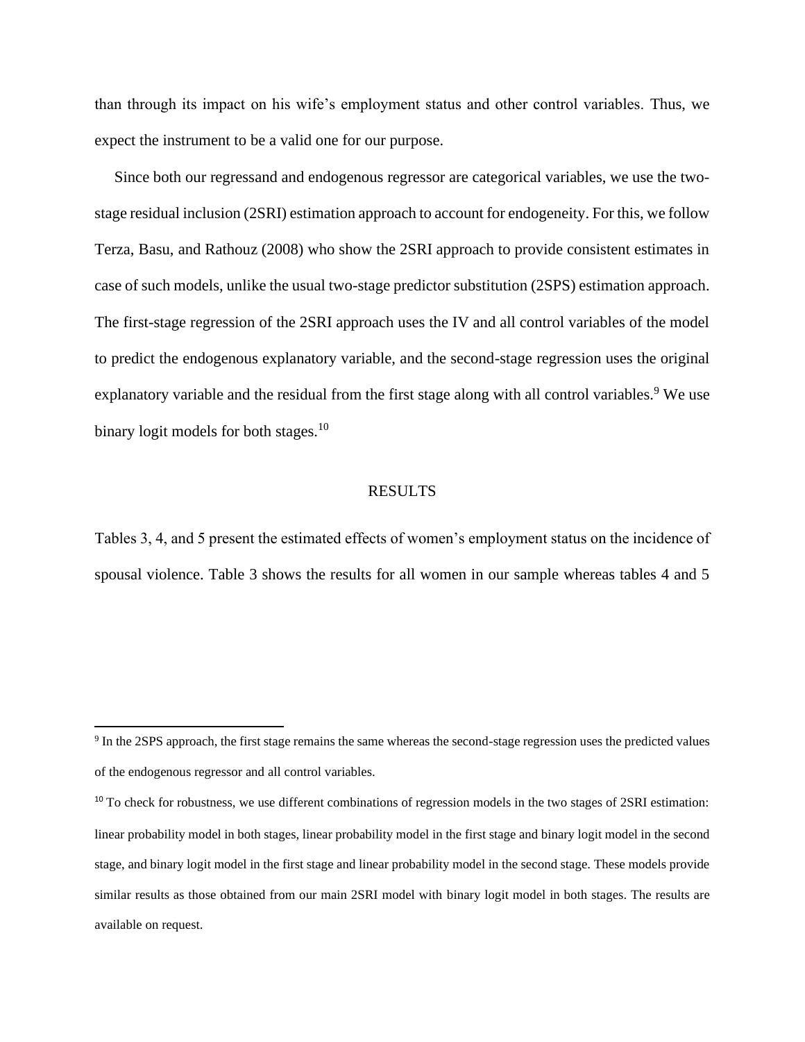than through its impact on his wife's employment status and other control variables. Thus, we expect the instrument to be a valid one for our purpose.

Since both our regressand and endogenous regressor are categorical variables, we use the two-stage residual inclusion (2SRI) estimation approach to account for endogeneity. For this, we follow Terza, Basu, and Rathouz (2008) who show the 2SRI approach to provide consistent estimates in case of such models, unlike the usual two-stage predictor substitution (2SPS) estimation approach. The first-stage regression of the 2SRI approach uses the IV and all control variables of the model to predict the endogenous explanatory variable, and the second-stage regression uses the original explanatory variable and the residual from the first stage along with all control variables.[9] We use binary logit models for both stages.[10]

## RESULTS

Tables 3, 4, and 5 present the estimated effects of women's employment status on the incidence of spousal violence. Table 3 shows the results for all women in our sample whereas tables 4 and 5

---

[9] In the 2SPS approach, the first stage remains the same whereas the second-stage regression uses the predicted values of the endogenous regressor and all control variables.

[10] To check for robustness, we use different combinations of regression models in the two stages of 2SRI estimation: linear probability model in both stages, linear probability model in the first stage and binary logit model in the second stage, and binary logit model in the first stage and linear probability model in the second stage. These models provide similar results as those obtained from our main 2SRI model with binary logit model in both stages. The results are available on request.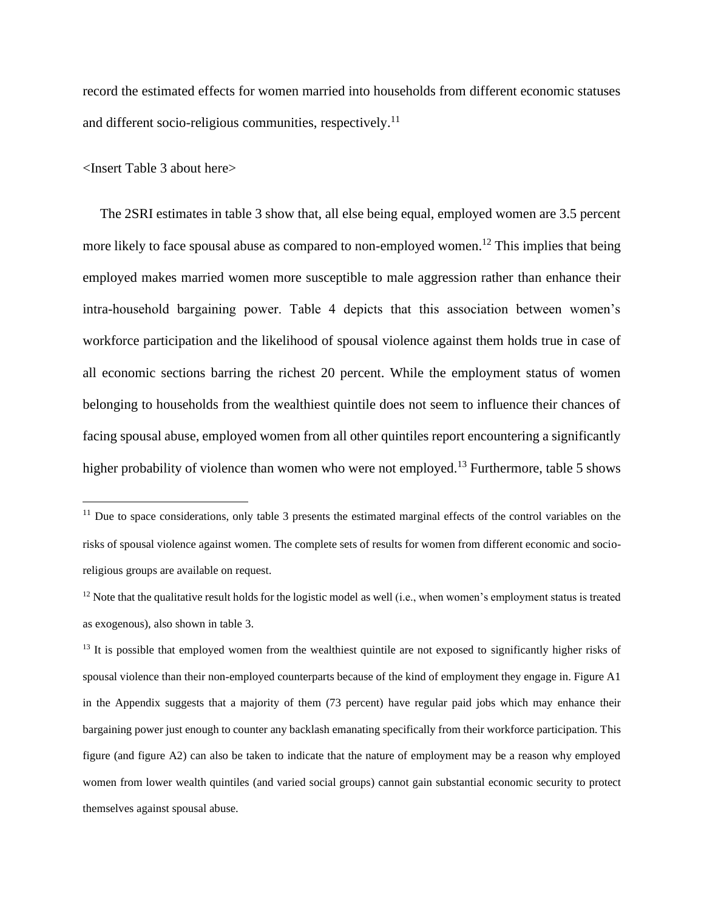record the estimated effects for women married into households from different economic statuses and different socio-religious communities, respectively.[11]

<Insert Table 3 about here>

The 2SRI estimates in table 3 show that, all else being equal, employed women are 3.5 percent more likely to face spousal abuse as compared to non-employed women.[12] This implies that being employed makes married women more susceptible to male aggression rather than enhance their intra-household bargaining power. Table 4 depicts that this association between women's workforce participation and the likelihood of spousal violence against them holds true in case of all economic sections barring the richest 20 percent. While the employment status of women belonging to households from the wealthiest quintile does not seem to influence their chances of facing spousal abuse, employed women from all other quintiles report encountering a significantly higher probability of violence than women who were not employed.[13] Furthermore, table 5 shows

---

[11] Due to space considerations, only table 3 presents the estimated marginal effects of the control variables on the risks of spousal violence against women. The complete sets of results for women from different economic and socio-religious groups are available on request.

[12] Note that the qualitative result holds for the logistic model as well (i.e., when women's employment status is treated as exogenous), also shown in table 3.

[13] It is possible that employed women from the wealthiest quintile are not exposed to significantly higher risks of spousal violence than their non-employed counterparts because of the kind of employment they engage in. Figure A1 in the Appendix suggests that a majority of them (73 percent) have regular paid jobs which may enhance their bargaining power just enough to counter any backlash emanating specifically from their workforce participation. This figure (and figure A2) can also be taken to indicate that the nature of employment may be a reason why employed women from lower wealth quintiles (and varied social groups) cannot gain substantial economic security to protect themselves against spousal abuse.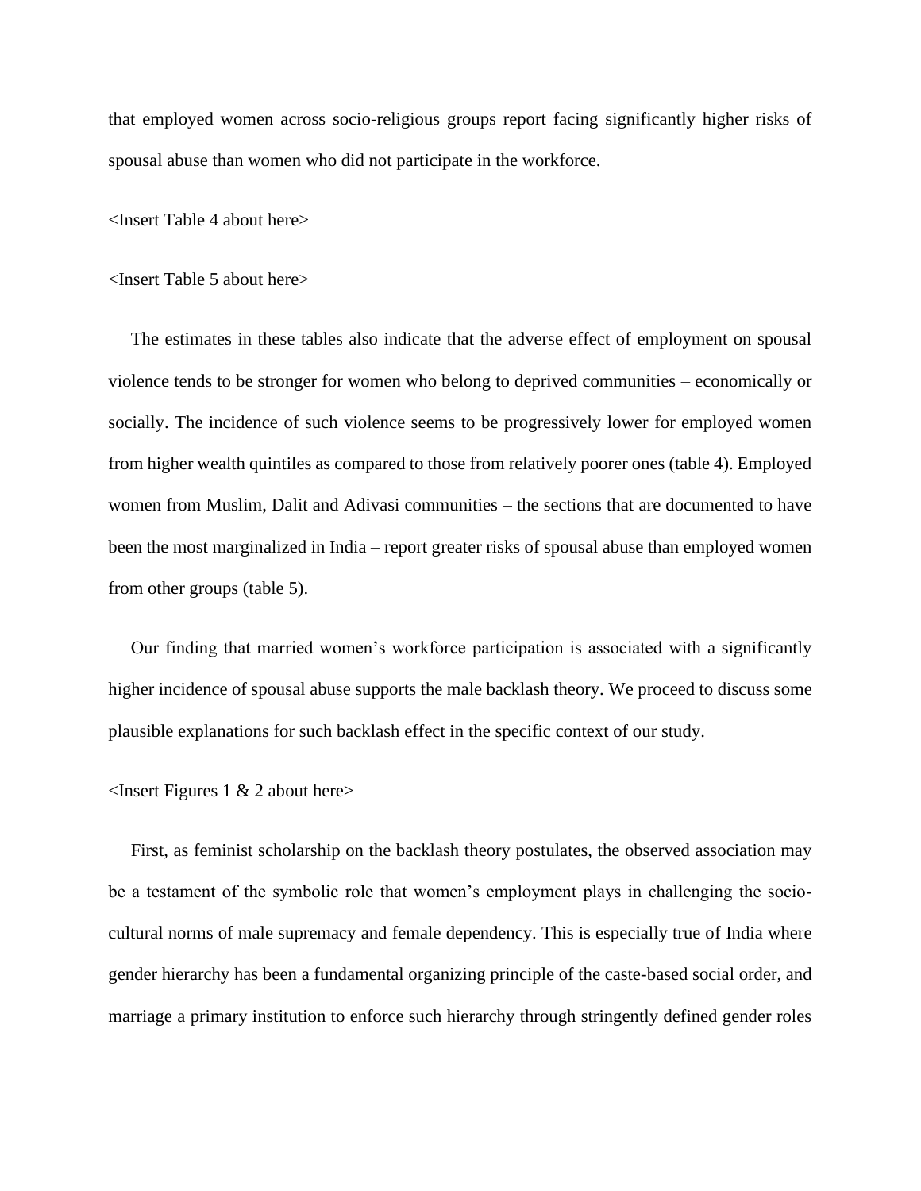that employed women across socio-religious groups report facing significantly higher risks of spousal abuse than women who did not participate in the workforce.

<Insert Table 4 about here>

<Insert Table 5 about here>

The estimates in these tables also indicate that the adverse effect of employment on spousal violence tends to be stronger for women who belong to deprived communities – economically or socially. The incidence of such violence seems to be progressively lower for employed women from higher wealth quintiles as compared to those from relatively poorer ones (table 4). Employed women from Muslim, Dalit and Adivasi communities – the sections that are documented to have been the most marginalized in India – report greater risks of spousal abuse than employed women from other groups (table 5).

Our finding that married women's workforce participation is associated with a significantly higher incidence of spousal abuse supports the male backlash theory. We proceed to discuss some plausible explanations for such backlash effect in the specific context of our study.

<Insert Figures 1 & 2 about here>

First, as feminist scholarship on the backlash theory postulates, the observed association may be a testament of the symbolic role that women's employment plays in challenging the socio-cultural norms of male supremacy and female dependency. This is especially true of India where gender hierarchy has been a fundamental organizing principle of the caste-based social order, and marriage a primary institution to enforce such hierarchy through stringently defined gender roles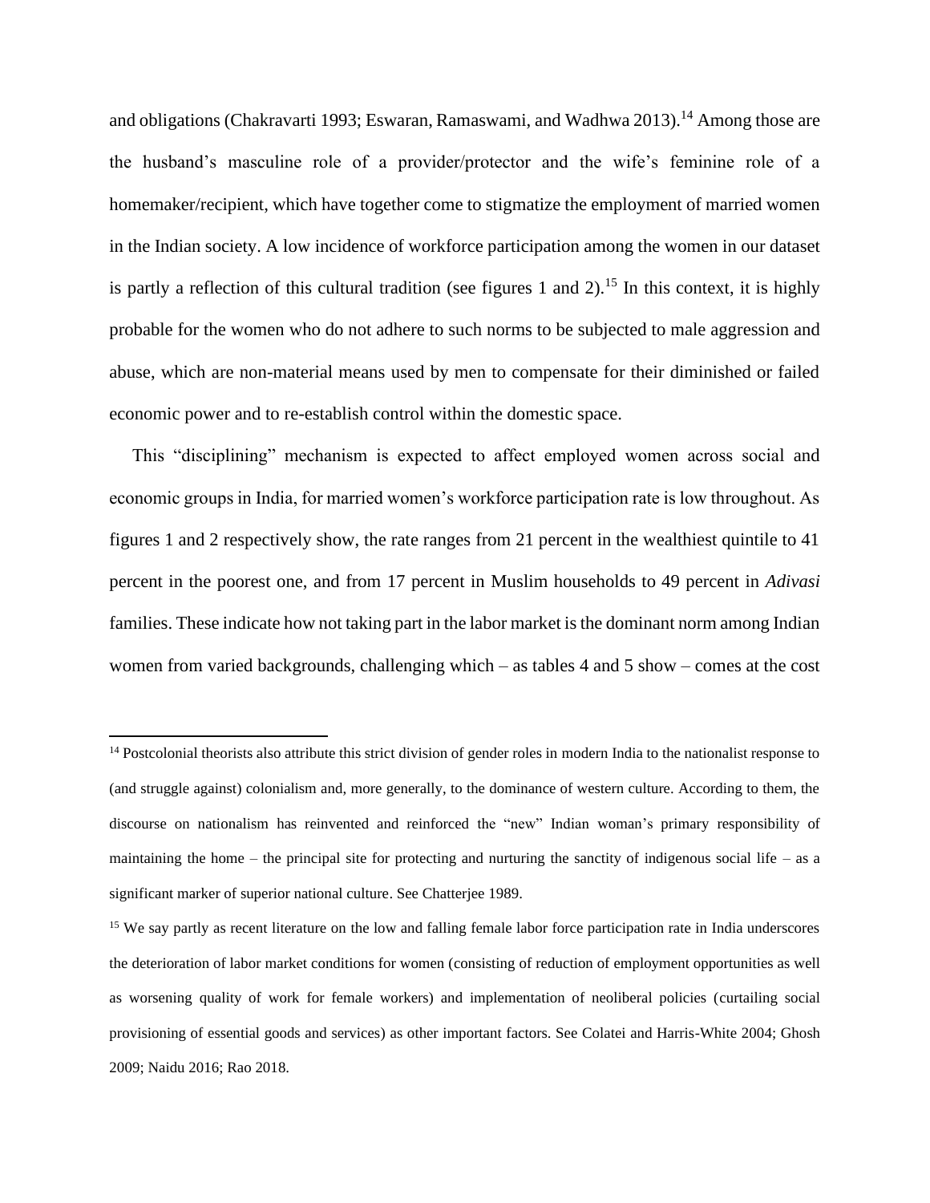and obligations (Chakravarti 1993; Eswaran, Ramaswami, and Wadhwa 2013).[14] Among those are the husband's masculine role of a provider/protector and the wife's feminine role of a homemaker/recipient, which have together come to stigmatize the employment of married women in the Indian society. A low incidence of workforce participation among the women in our dataset is partly a reflection of this cultural tradition (see figures 1 and 2).[15] In this context, it is highly probable for the women who do not adhere to such norms to be subjected to male aggression and abuse, which are non-material means used by men to compensate for their diminished or failed economic power and to re-establish control within the domestic space.

This "disciplining" mechanism is expected to affect employed women across social and economic groups in India, for married women's workforce participation rate is low throughout. As figures 1 and 2 respectively show, the rate ranges from 21 percent in the wealthiest quintile to 41 percent in the poorest one, and from 17 percent in Muslim households to 49 percent in *Adivasi* families. These indicate how not taking part in the labor market is the dominant norm among Indian women from varied backgrounds, challenging which – as tables 4 and 5 show – comes at the cost

[14] Postcolonial theorists also attribute this strict division of gender roles in modern India to the nationalist response to (and struggle against) colonialism and, more generally, to the dominance of western culture. According to them, the discourse on nationalism has reinvented and reinforced the "new" Indian woman's primary responsibility of maintaining the home – the principal site for protecting and nurturing the sanctity of indigenous social life – as a significant marker of superior national culture. See Chatterjee 1989.

[15] We say partly as recent literature on the low and falling female labor force participation rate in India underscores the deterioration of labor market conditions for women (consisting of reduction of employment opportunities as well as worsening quality of work for female workers) and implementation of neoliberal policies (curtailing social provisioning of essential goods and services) as other important factors. See Colatei and Harris-White 2004; Ghosh 2009; Naidu 2016; Rao 2018.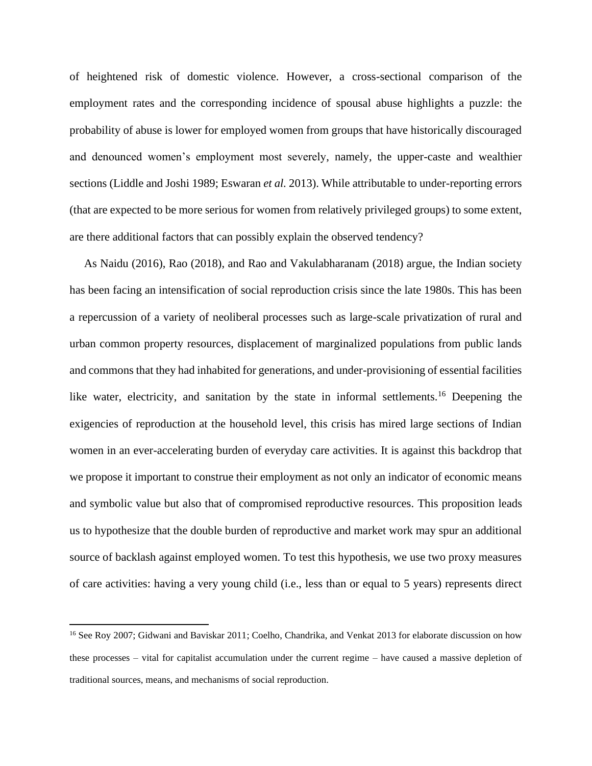of heightened risk of domestic violence. However, a cross-sectional comparison of the employment rates and the corresponding incidence of spousal abuse highlights a puzzle: the probability of abuse is lower for employed women from groups that have historically discouraged and denounced women's employment most severely, namely, the upper-caste and wealthier sections (Liddle and Joshi 1989; Eswaran *et al*. 2013). While attributable to under-reporting errors (that are expected to be more serious for women from relatively privileged groups) to some extent, are there additional factors that can possibly explain the observed tendency?

As Naidu (2016), Rao (2018), and Rao and Vakulabharanam (2018) argue, the Indian society has been facing an intensification of social reproduction crisis since the late 1980s. This has been a repercussion of a variety of neoliberal processes such as large-scale privatization of rural and urban common property resources, displacement of marginalized populations from public lands and commons that they had inhabited for generations, and under-provisioning of essential facilities like water, electricity, and sanitation by the state in informal settlements.[16] Deepening the exigencies of reproduction at the household level, this crisis has mired large sections of Indian women in an ever-accelerating burden of everyday care activities. It is against this backdrop that we propose it important to construe their employment as not only an indicator of economic means and symbolic value but also that of compromised reproductive resources. This proposition leads us to hypothesize that the double burden of reproductive and market work may spur an additional source of backlash against employed women. To test this hypothesis, we use two proxy measures of care activities: having a very young child (i.e., less than or equal to 5 years) represents direct

---

[16] See Roy 2007; Gidwani and Baviskar 2011; Coelho, Chandrika, and Venkat 2013 for elaborate discussion on how these processes – vital for capitalist accumulation under the current regime – have caused a massive depletion of traditional sources, means, and mechanisms of social reproduction.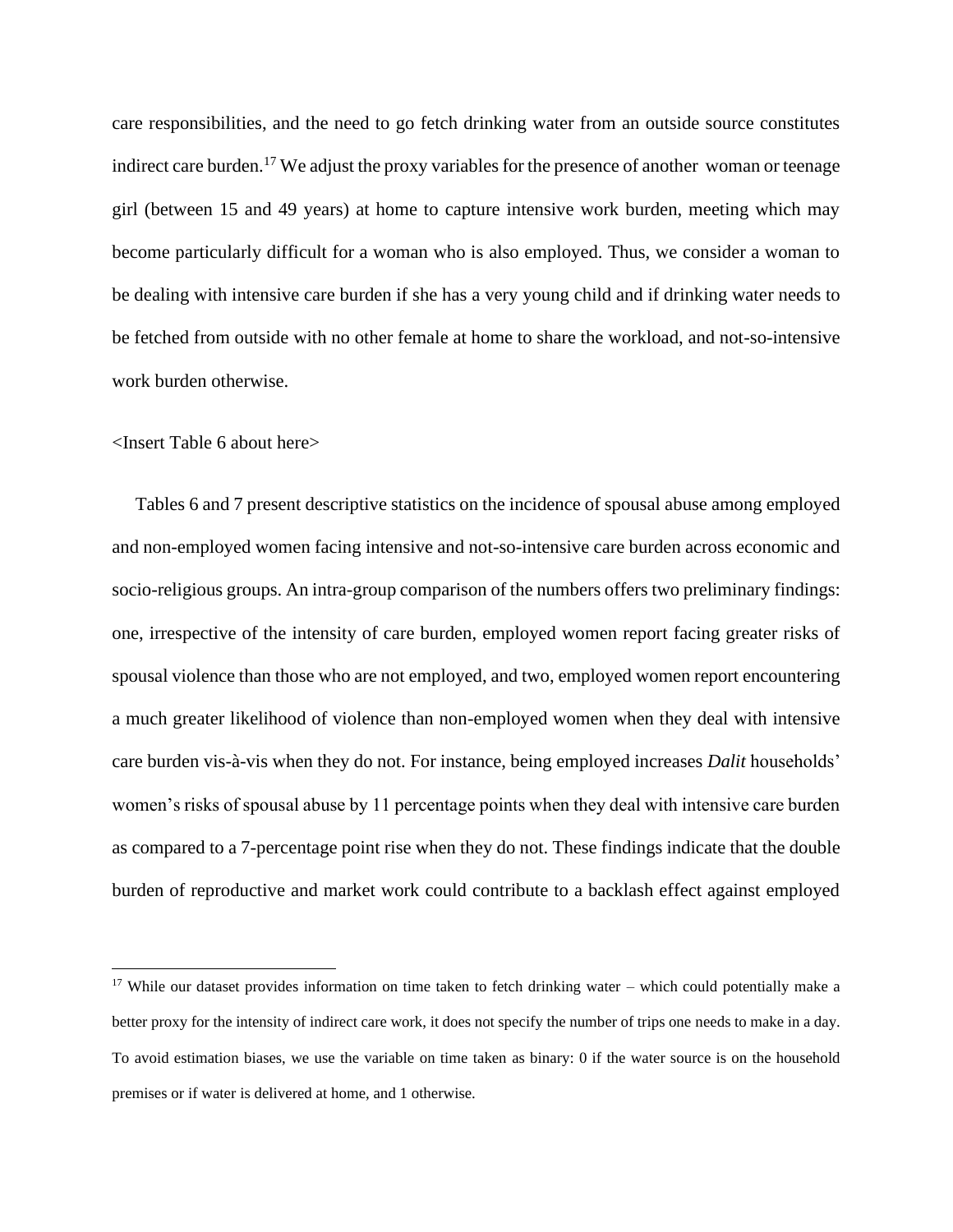care responsibilities, and the need to go fetch drinking water from an outside source constitutes indirect care burden.[17] We adjust the proxy variables for the presence of another woman or teenage girl (between 15 and 49 years) at home to capture intensive work burden, meeting which may become particularly difficult for a woman who is also employed. Thus, we consider a woman to be dealing with intensive care burden if she has a very young child and if drinking water needs to be fetched from outside with no other female at home to share the workload, and not-so-intensive work burden otherwise.

<Insert Table 6 about here>

Tables 6 and 7 present descriptive statistics on the incidence of spousal abuse among employed and non-employed women facing intensive and not-so-intensive care burden across economic and socio-religious groups. An intra-group comparison of the numbers offers two preliminary findings: one, irrespective of the intensity of care burden, employed women report facing greater risks of spousal violence than those who are not employed, and two, employed women report encountering a much greater likelihood of violence than non-employed women when they deal with intensive care burden vis-à-vis when they do not. For instance, being employed increases *Dalit* households' women's risks of spousal abuse by 11 percentage points when they deal with intensive care burden as compared to a 7-percentage point rise when they do not. These findings indicate that the double burden of reproductive and market work could contribute to a backlash effect against employed

[17] While our dataset provides information on time taken to fetch drinking water – which could potentially make a better proxy for the intensity of indirect care work, it does not specify the number of trips one needs to make in a day. To avoid estimation biases, we use the variable on time taken as binary: 0 if the water source is on the household premises or if water is delivered at home, and 1 otherwise.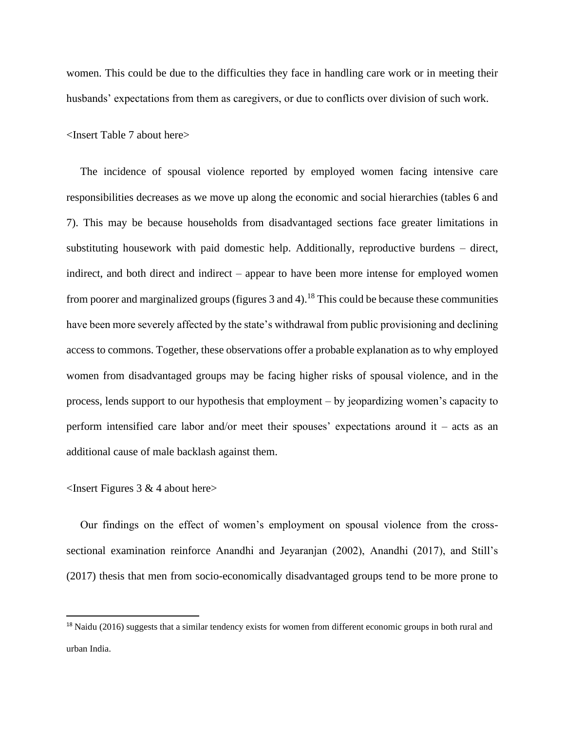women. This could be due to the difficulties they face in handling care work or in meeting their husbands' expectations from them as caregivers, or due to conflicts over division of such work.

<Insert Table 7 about here>

The incidence of spousal violence reported by employed women facing intensive care responsibilities decreases as we move up along the economic and social hierarchies (tables 6 and 7). This may be because households from disadvantaged sections face greater limitations in substituting housework with paid domestic help. Additionally, reproductive burdens – direct, indirect, and both direct and indirect – appear to have been more intense for employed women from poorer and marginalized groups (figures 3 and 4).[18] This could be because these communities have been more severely affected by the state's withdrawal from public provisioning and declining access to commons. Together, these observations offer a probable explanation as to why employed women from disadvantaged groups may be facing higher risks of spousal violence, and in the process, lends support to our hypothesis that employment – by jeopardizing women's capacity to perform intensified care labor and/or meet their spouses' expectations around it – acts as an additional cause of male backlash against them.

<Insert Figures 3 & 4 about here>

Our findings on the effect of women's employment on spousal violence from the cross-sectional examination reinforce Anandhi and Jeyaranjan (2002), Anandhi (2017), and Still's (2017) thesis that men from socio-economically disadvantaged groups tend to be more prone to

[18] Naidu (2016) suggests that a similar tendency exists for women from different economic groups in both rural and urban India.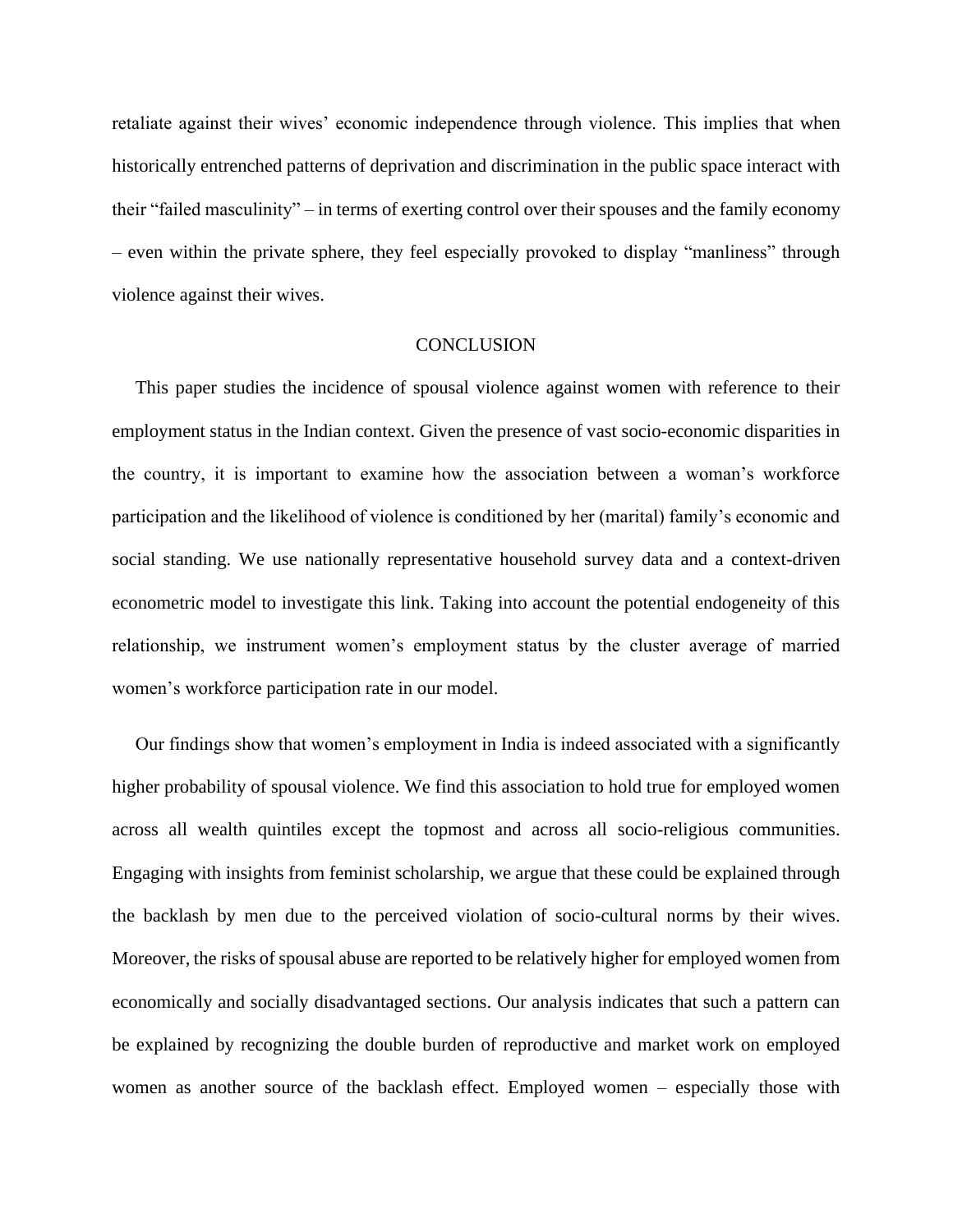retaliate against their wives' economic independence through violence. This implies that when historically entrenched patterns of deprivation and discrimination in the public space interact with their "failed masculinity" – in terms of exerting control over their spouses and the family economy – even within the private sphere, they feel especially provoked to display "manliness" through violence against their wives.

## CONCLUSION

This paper studies the incidence of spousal violence against women with reference to their employment status in the Indian context. Given the presence of vast socio-economic disparities in the country, it is important to examine how the association between a woman's workforce participation and the likelihood of violence is conditioned by her (marital) family's economic and social standing. We use nationally representative household survey data and a context-driven econometric model to investigate this link. Taking into account the potential endogeneity of this relationship, we instrument women's employment status by the cluster average of married women's workforce participation rate in our model.

Our findings show that women's employment in India is indeed associated with a significantly higher probability of spousal violence. We find this association to hold true for employed women across all wealth quintiles except the topmost and across all socio-religious communities. Engaging with insights from feminist scholarship, we argue that these could be explained through the backlash by men due to the perceived violation of socio-cultural norms by their wives. Moreover, the risks of spousal abuse are reported to be relatively higher for employed women from economically and socially disadvantaged sections. Our analysis indicates that such a pattern can be explained by recognizing the double burden of reproductive and market work on employed women as another source of the backlash effect. Employed women – especially those with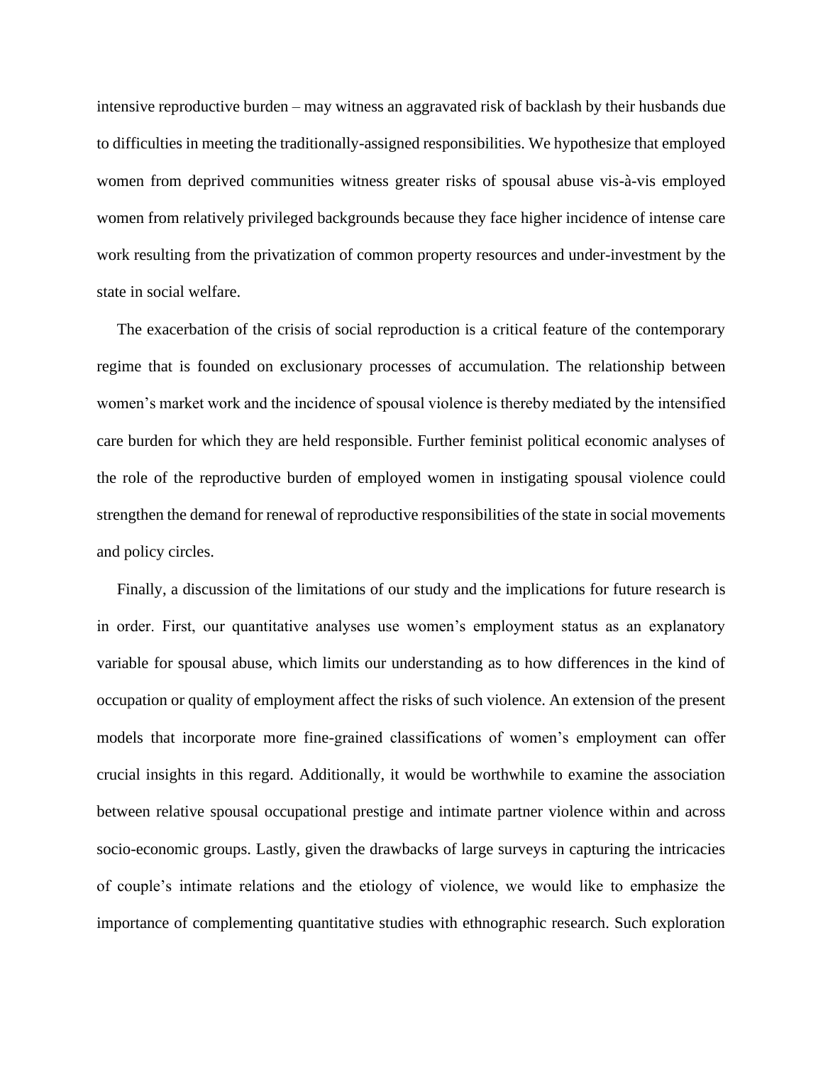intensive reproductive burden – may witness an aggravated risk of backlash by their husbands due to difficulties in meeting the traditionally-assigned responsibilities. We hypothesize that employed women from deprived communities witness greater risks of spousal abuse vis-à-vis employed women from relatively privileged backgrounds because they face higher incidence of intense care work resulting from the privatization of common property resources and under-investment by the state in social welfare.

The exacerbation of the crisis of social reproduction is a critical feature of the contemporary regime that is founded on exclusionary processes of accumulation. The relationship between women's market work and the incidence of spousal violence is thereby mediated by the intensified care burden for which they are held responsible. Further feminist political economic analyses of the role of the reproductive burden of employed women in instigating spousal violence could strengthen the demand for renewal of reproductive responsibilities of the state in social movements and policy circles.

Finally, a discussion of the limitations of our study and the implications for future research is in order. First, our quantitative analyses use women's employment status as an explanatory variable for spousal abuse, which limits our understanding as to how differences in the kind of occupation or quality of employment affect the risks of such violence. An extension of the present models that incorporate more fine-grained classifications of women's employment can offer crucial insights in this regard. Additionally, it would be worthwhile to examine the association between relative spousal occupational prestige and intimate partner violence within and across socio-economic groups. Lastly, given the drawbacks of large surveys in capturing the intricacies of couple's intimate relations and the etiology of violence, we would like to emphasize the importance of complementing quantitative studies with ethnographic research. Such exploration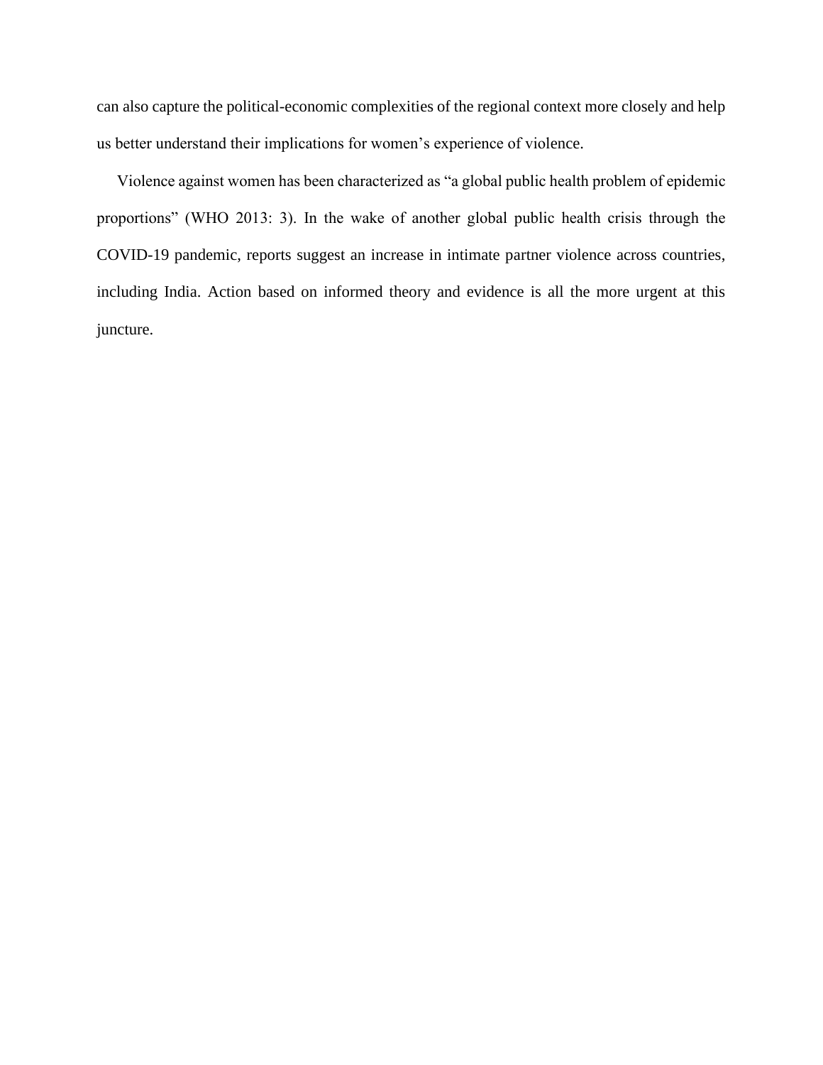can also capture the political-economic complexities of the regional context more closely and help us better understand their implications for women's experience of violence.

Violence against women has been characterized as "a global public health problem of epidemic proportions" (WHO 2013: 3). In the wake of another global public health crisis through the COVID-19 pandemic, reports suggest an increase in intimate partner violence across countries, including India. Action based on informed theory and evidence is all the more urgent at this juncture.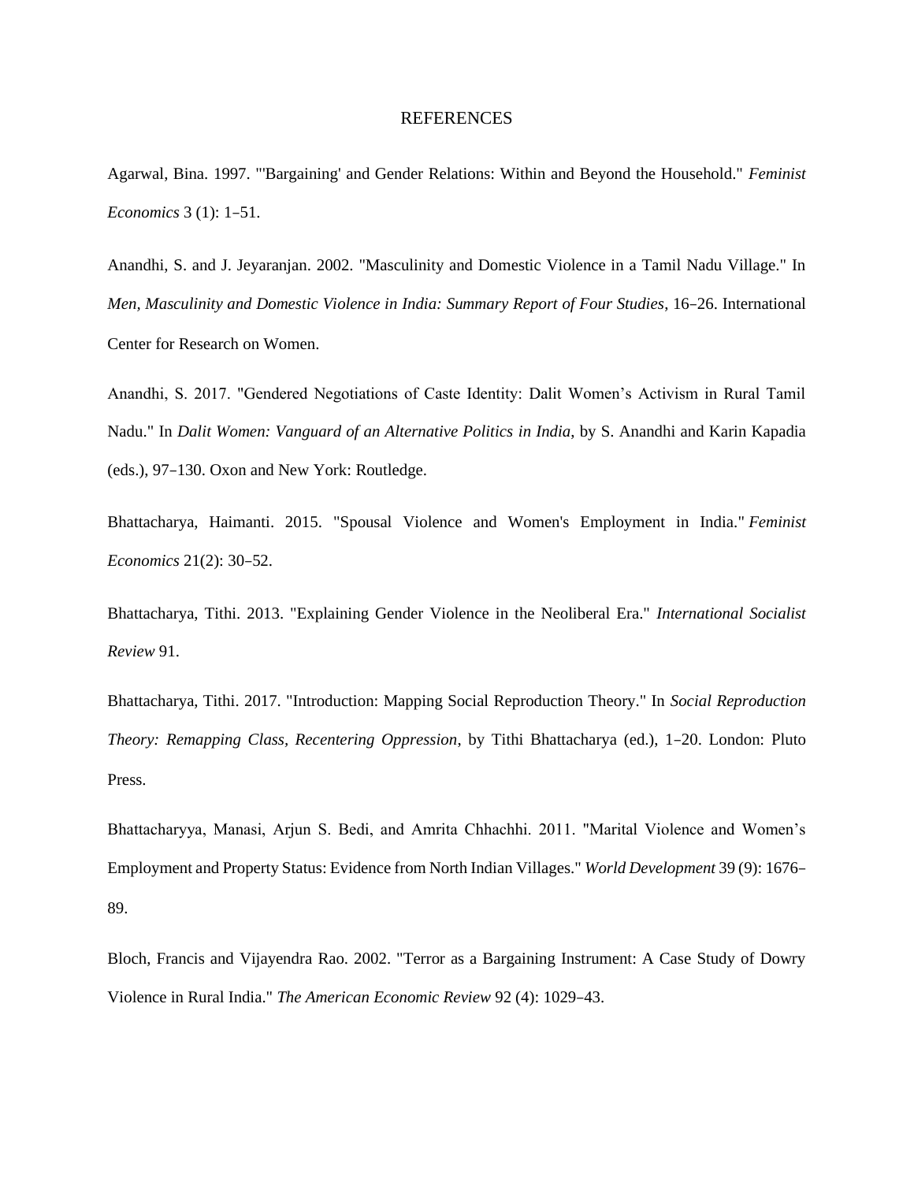# REFERENCES

Agarwal, Bina. 1997. "'Bargaining' and Gender Relations: Within and Beyond the Household." *Feminist Economics* 3 (1): 1–51.

Anandhi, S. and J. Jeyaranjan. 2002. "Masculinity and Domestic Violence in a Tamil Nadu Village." In *Men, Masculinity and Domestic Violence in India: Summary Report of Four Studies*, 16–26. International Center for Research on Women.

Anandhi, S. 2017. "Gendered Negotiations of Caste Identity: Dalit Women's Activism in Rural Tamil Nadu." In *Dalit Women: Vanguard of an Alternative Politics in India*, by S. Anandhi and Karin Kapadia (eds.), 97–130. Oxon and New York: Routledge.

Bhattacharya, Haimanti. 2015. "Spousal Violence and Women's Employment in India." *Feminist Economics* 21(2): 30–52.

Bhattacharya, Tithi. 2013. "Explaining Gender Violence in the Neoliberal Era." *International Socialist Review* 91.

Bhattacharya, Tithi. 2017. "Introduction: Mapping Social Reproduction Theory." In *Social Reproduction Theory: Remapping Class, Recentering Oppression*, by Tithi Bhattacharya (ed.), 1–20. London: Pluto Press.

Bhattacharyya, Manasi, Arjun S. Bedi, and Amrita Chhachhi. 2011. "Marital Violence and Women's Employment and Property Status: Evidence from North Indian Villages." *World Development* 39 (9): 1676–89.

Bloch, Francis and Vijayendra Rao. 2002. "Terror as a Bargaining Instrument: A Case Study of Dowry Violence in Rural India." *The American Economic Review* 92 (4): 1029–43.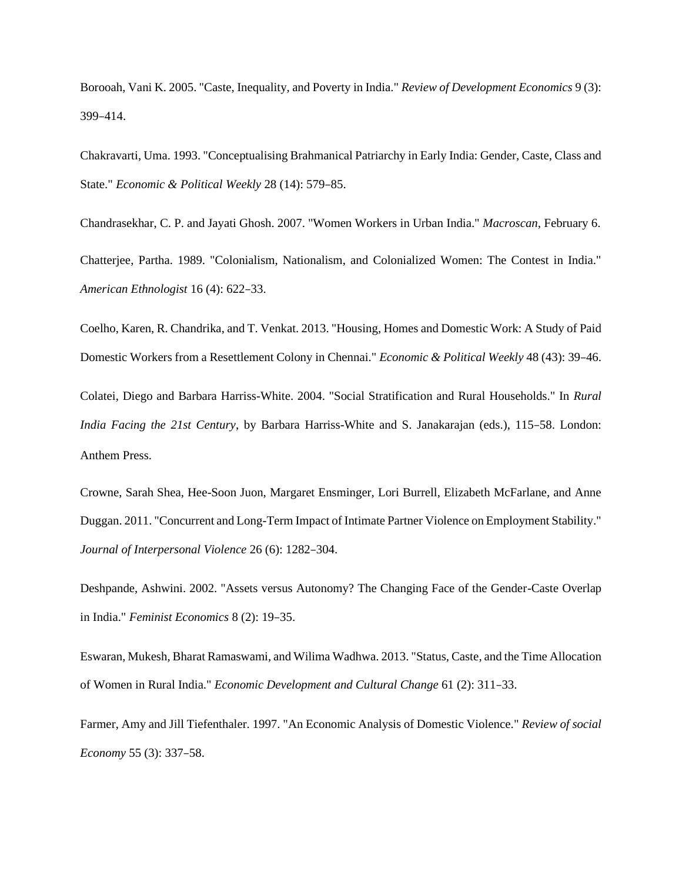Borooah, Vani K. 2005. "Caste, Inequality, and Poverty in India." *Review of Development Economics* 9 (3): 399–414.

Chakravarti, Uma. 1993. "Conceptualising Brahmanical Patriarchy in Early India: Gender, Caste, Class and State." *Economic & Political Weekly* 28 (14): 579–85.

Chandrasekhar, C. P. and Jayati Ghosh. 2007. "Women Workers in Urban India." *Macroscan*, February 6.

Chatterjee, Partha. 1989. "Colonialism, Nationalism, and Colonialized Women: The Contest in India." *American Ethnologist* 16 (4): 622–33.

Coelho, Karen, R. Chandrika, and T. Venkat. 2013. "Housing, Homes and Domestic Work: A Study of Paid Domestic Workers from a Resettlement Colony in Chennai." *Economic & Political Weekly* 48 (43): 39–46.

Colatei, Diego and Barbara Harriss-White. 2004. "Social Stratification and Rural Households." In *Rural India Facing the 21st Century*, by Barbara Harriss-White and S. Janakarajan (eds.), 115–58. London: Anthem Press.

Crowne, Sarah Shea, Hee-Soon Juon, Margaret Ensminger, Lori Burrell, Elizabeth McFarlane, and Anne Duggan. 2011. "Concurrent and Long-Term Impact of Intimate Partner Violence on Employment Stability." *Journal of Interpersonal Violence* 26 (6): 1282–304.

Deshpande, Ashwini. 2002. "Assets versus Autonomy? The Changing Face of the Gender-Caste Overlap in India." *Feminist Economics* 8 (2): 19–35.

Eswaran, Mukesh, Bharat Ramaswami, and Wilima Wadhwa. 2013. "Status, Caste, and the Time Allocation of Women in Rural India." *Economic Development and Cultural Change* 61 (2): 311–33.

Farmer, Amy and Jill Tiefenthaler. 1997. "An Economic Analysis of Domestic Violence." *Review of social Economy* 55 (3): 337–58.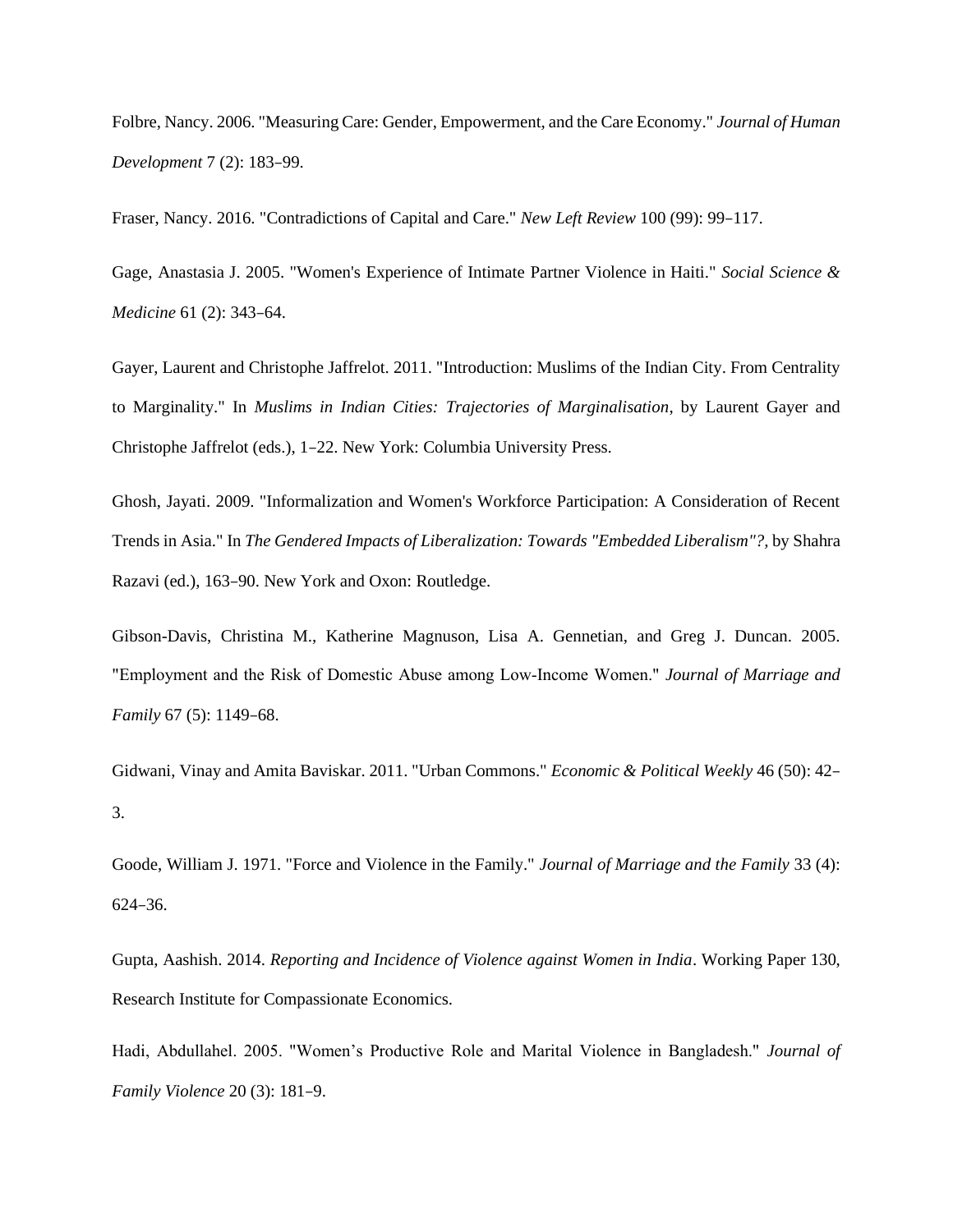Folbre, Nancy. 2006. "Measuring Care: Gender, Empowerment, and the Care Economy." *Journal of Human Development* 7 (2): 183–99.

Fraser, Nancy. 2016. "Contradictions of Capital and Care." *New Left Review* 100 (99): 99–117.

Gage, Anastasia J. 2005. "Women's Experience of Intimate Partner Violence in Haiti." *Social Science & Medicine* 61 (2): 343–64.

Gayer, Laurent and Christophe Jaffrelot. 2011. "Introduction: Muslims of the Indian City. From Centrality to Marginality." In *Muslims in Indian Cities: Trajectories of Marginalisation*, by Laurent Gayer and Christophe Jaffrelot (eds.), 1–22. New York: Columbia University Press.

Ghosh, Jayati. 2009. "Informalization and Women's Workforce Participation: A Consideration of Recent Trends in Asia." In *The Gendered Impacts of Liberalization: Towards "Embedded Liberalism"?,* by Shahra Razavi (ed.), 163–90. New York and Oxon: Routledge.

Gibson-Davis, Christina M., Katherine Magnuson, Lisa A. Gennetian, and Greg J. Duncan. 2005. "Employment and the Risk of Domestic Abuse among Low-Income Women." *Journal of Marriage and Family* 67 (5): 1149–68.

Gidwani, Vinay and Amita Baviskar. 2011. "Urban Commons." *Economic & Political Weekly* 46 (50): 42–3.

Goode, William J. 1971. "Force and Violence in the Family." *Journal of Marriage and the Family* 33 (4): 624–36.

Gupta, Aashish. 2014. *Reporting and Incidence of Violence against Women in India*. Working Paper 130, Research Institute for Compassionate Economics.

Hadi, Abdullahel. 2005. "Women's Productive Role and Marital Violence in Bangladesh." *Journal of Family Violence* 20 (3): 181–9.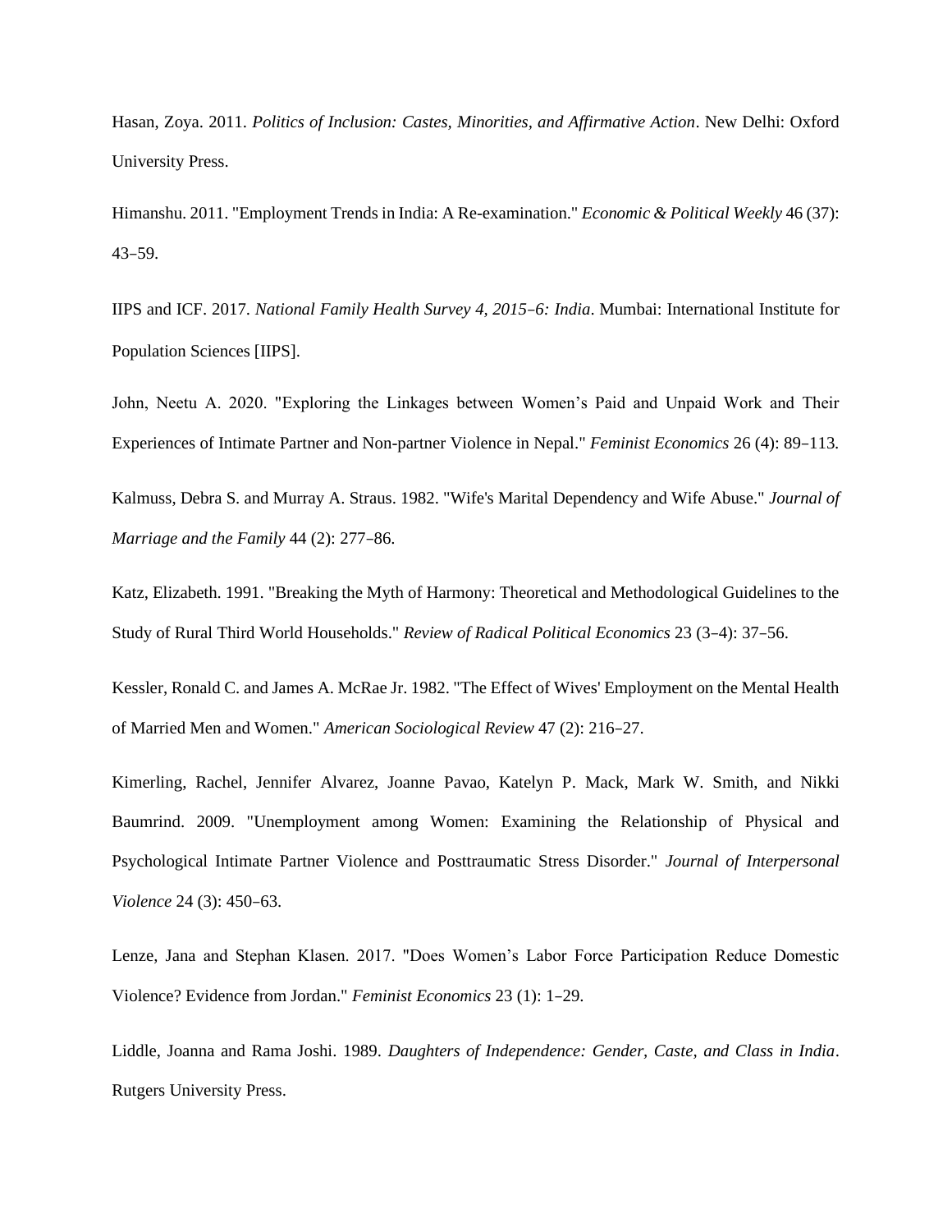Hasan, Zoya. 2011. *Politics of Inclusion: Castes, Minorities, and Affirmative Action*. New Delhi: Oxford University Press.

Himanshu. 2011. "Employment Trends in India: A Re-examination." *Economic & Political Weekly* 46 (37): 43–59.

IIPS and ICF. 2017. *National Family Health Survey 4, 2015–6: India*. Mumbai: International Institute for Population Sciences [IIPS].

John, Neetu A. 2020. "Exploring the Linkages between Women's Paid and Unpaid Work and Their Experiences of Intimate Partner and Non-partner Violence in Nepal." *Feminist Economics* 26 (4): 89–113.

Kalmuss, Debra S. and Murray A. Straus. 1982. "Wife's Marital Dependency and Wife Abuse." *Journal of Marriage and the Family* 44 (2): 277–86.

Katz, Elizabeth. 1991. "Breaking the Myth of Harmony: Theoretical and Methodological Guidelines to the Study of Rural Third World Households." *Review of Radical Political Economics* 23 (3–4): 37–56.

Kessler, Ronald C. and James A. McRae Jr. 1982. "The Effect of Wives' Employment on the Mental Health of Married Men and Women." *American Sociological Review* 47 (2): 216–27.

Kimerling, Rachel, Jennifer Alvarez, Joanne Pavao, Katelyn P. Mack, Mark W. Smith, and Nikki Baumrind. 2009. "Unemployment among Women: Examining the Relationship of Physical and Psychological Intimate Partner Violence and Posttraumatic Stress Disorder." *Journal of Interpersonal Violence* 24 (3): 450–63.

Lenze, Jana and Stephan Klasen. 2017. "Does Women's Labor Force Participation Reduce Domestic Violence? Evidence from Jordan." *Feminist Economics* 23 (1): 1–29.

Liddle, Joanna and Rama Joshi. 1989. *Daughters of Independence: Gender, Caste, and Class in India*. Rutgers University Press.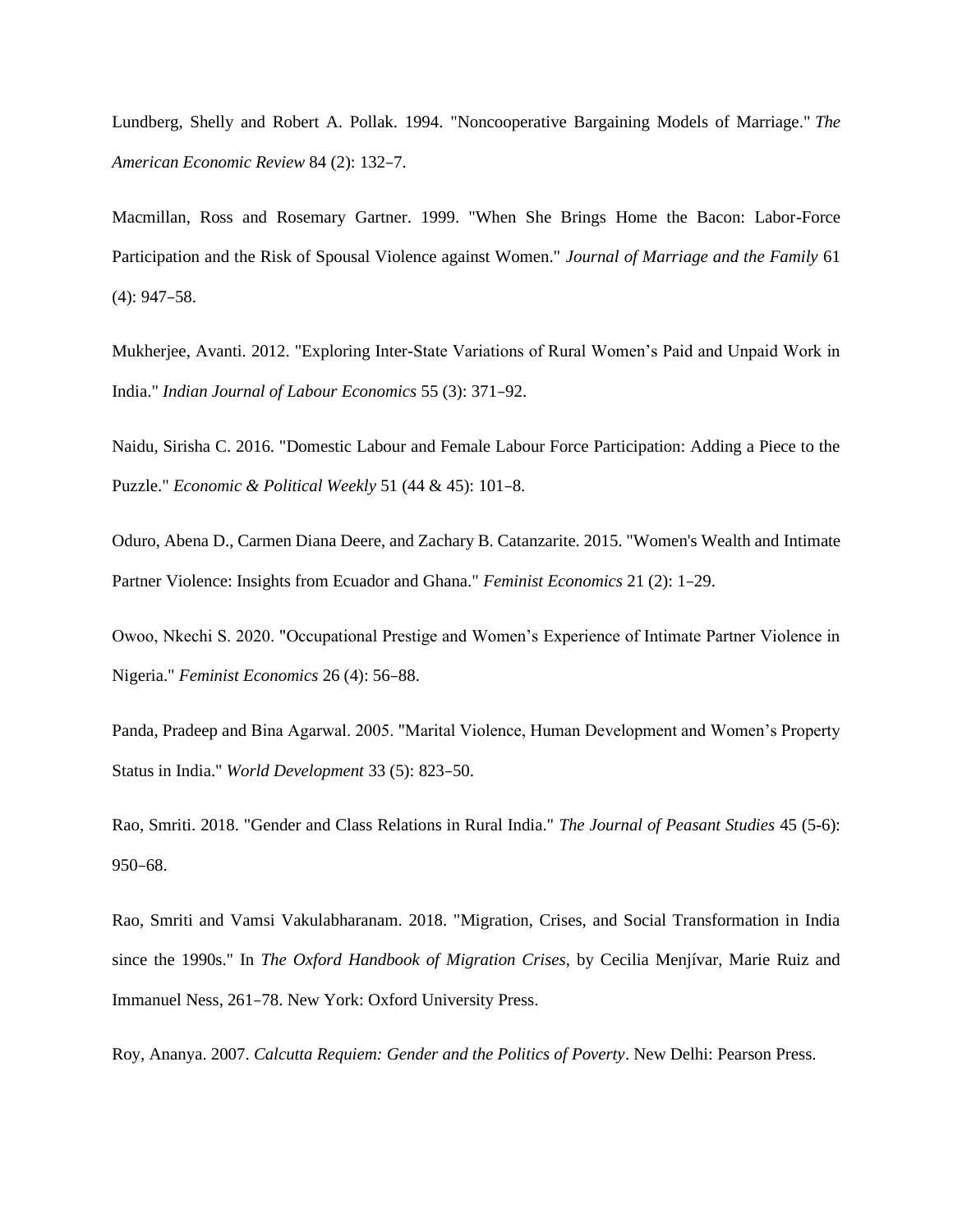Lundberg, Shelly and Robert A. Pollak. 1994. "Noncooperative Bargaining Models of Marriage." *The American Economic Review* 84 (2): 132–7.

Macmillan, Ross and Rosemary Gartner. 1999. "When She Brings Home the Bacon: Labor-Force Participation and the Risk of Spousal Violence against Women." *Journal of Marriage and the Family* 61 (4): 947–58.

Mukherjee, Avanti. 2012. "Exploring Inter-State Variations of Rural Women's Paid and Unpaid Work in India." *Indian Journal of Labour Economics* 55 (3): 371–92.

Naidu, Sirisha C. 2016. "Domestic Labour and Female Labour Force Participation: Adding a Piece to the Puzzle." *Economic & Political Weekly* 51 (44 & 45): 101–8.

Oduro, Abena D., Carmen Diana Deere, and Zachary B. Catanzarite. 2015. "Women's Wealth and Intimate Partner Violence: Insights from Ecuador and Ghana." *Feminist Economics* 21 (2): 1–29.

Owoo, Nkechi S. 2020. "Occupational Prestige and Women's Experience of Intimate Partner Violence in Nigeria." *Feminist Economics* 26 (4): 56–88.

Panda, Pradeep and Bina Agarwal. 2005. "Marital Violence, Human Development and Women's Property Status in India." *World Development* 33 (5): 823–50.

Rao, Smriti. 2018. "Gender and Class Relations in Rural India." *The Journal of Peasant Studies* 45 (5-6): 950–68.

Rao, Smriti and Vamsi Vakulabharanam. 2018. "Migration, Crises, and Social Transformation in India since the 1990s." In *The Oxford Handbook of Migration Crises*, by Cecilia Menjívar, Marie Ruiz and Immanuel Ness, 261–78. New York: Oxford University Press.

Roy, Ananya. 2007. *Calcutta Requiem: Gender and the Politics of Poverty*. New Delhi: Pearson Press.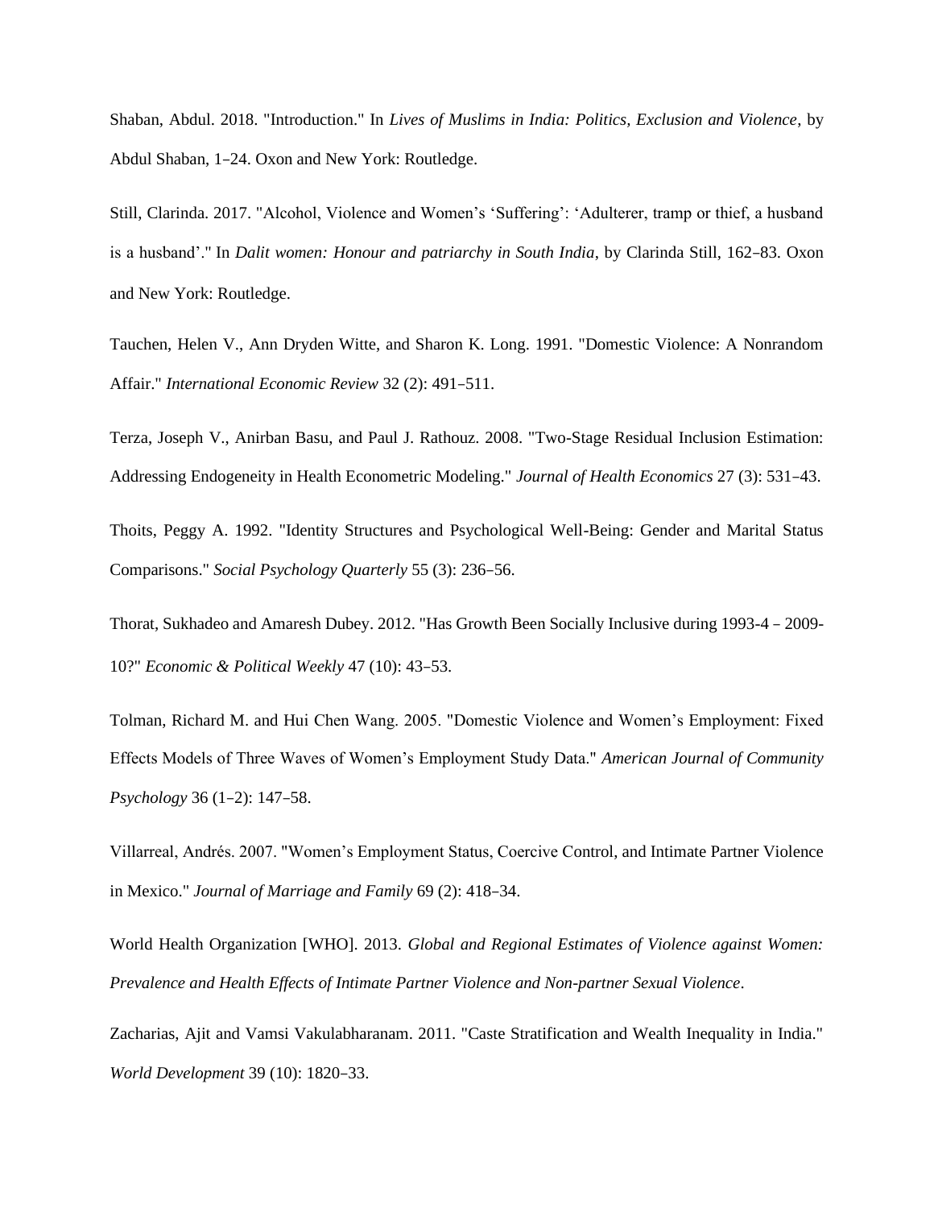Shaban, Abdul. 2018. "Introduction." In *Lives of Muslims in India: Politics, Exclusion and Violence*, by Abdul Shaban, 1–24. Oxon and New York: Routledge.

Still, Clarinda. 2017. "Alcohol, Violence and Women's 'Suffering': 'Adulterer, tramp or thief, a husband is a husband'." In *Dalit women: Honour and patriarchy in South India*, by Clarinda Still, 162–83. Oxon and New York: Routledge.

Tauchen, Helen V., Ann Dryden Witte, and Sharon K. Long. 1991. "Domestic Violence: A Nonrandom Affair." *International Economic Review* 32 (2): 491–511.

Terza, Joseph V., Anirban Basu, and Paul J. Rathouz. 2008. "Two-Stage Residual Inclusion Estimation: Addressing Endogeneity in Health Econometric Modeling." *Journal of Health Economics* 27 (3): 531–43.

Thoits, Peggy A. 1992. "Identity Structures and Psychological Well-Being: Gender and Marital Status Comparisons." *Social Psychology Quarterly* 55 (3): 236–56.

Thorat, Sukhadeo and Amaresh Dubey. 2012. "Has Growth Been Socially Inclusive during 1993-4 – 2009-10?" *Economic & Political Weekly* 47 (10): 43–53.

Tolman, Richard M. and Hui Chen Wang. 2005. "Domestic Violence and Women's Employment: Fixed Effects Models of Three Waves of Women's Employment Study Data." *American Journal of Community Psychology* 36 (1–2): 147–58.

Villarreal, Andrés. 2007. "Women's Employment Status, Coercive Control, and Intimate Partner Violence in Mexico." *Journal of Marriage and Family* 69 (2): 418–34.

World Health Organization [WHO]. 2013. *Global and Regional Estimates of Violence against Women: Prevalence and Health Effects of Intimate Partner Violence and Non-partner Sexual Violence*.

Zacharias, Ajit and Vamsi Vakulabharanam. 2011. "Caste Stratification and Wealth Inequality in India." *World Development* 39 (10): 1820–33.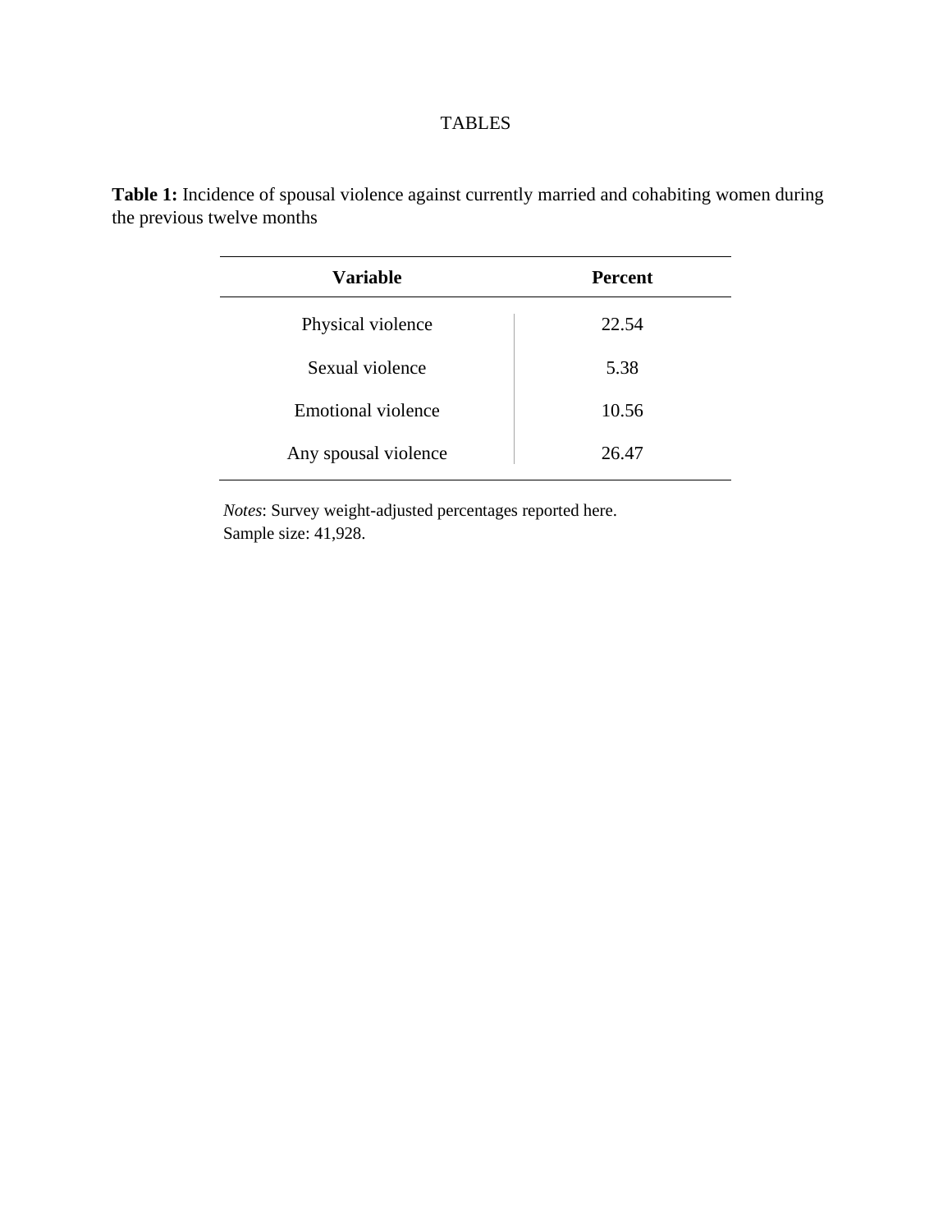# TABLES

**Table 1:** Incidence of spousal violence against currently married and cohabiting women during the previous twelve months

| Variable | Percent |
|---|---|
| Physical violence | 22.54 |
| Sexual violence | 5.38 |
| Emotional violence | 10.56 |
| Any spousal violence | 26.47 |

*Notes*: Survey weight-adjusted percentages reported here.
Sample size: 41,928.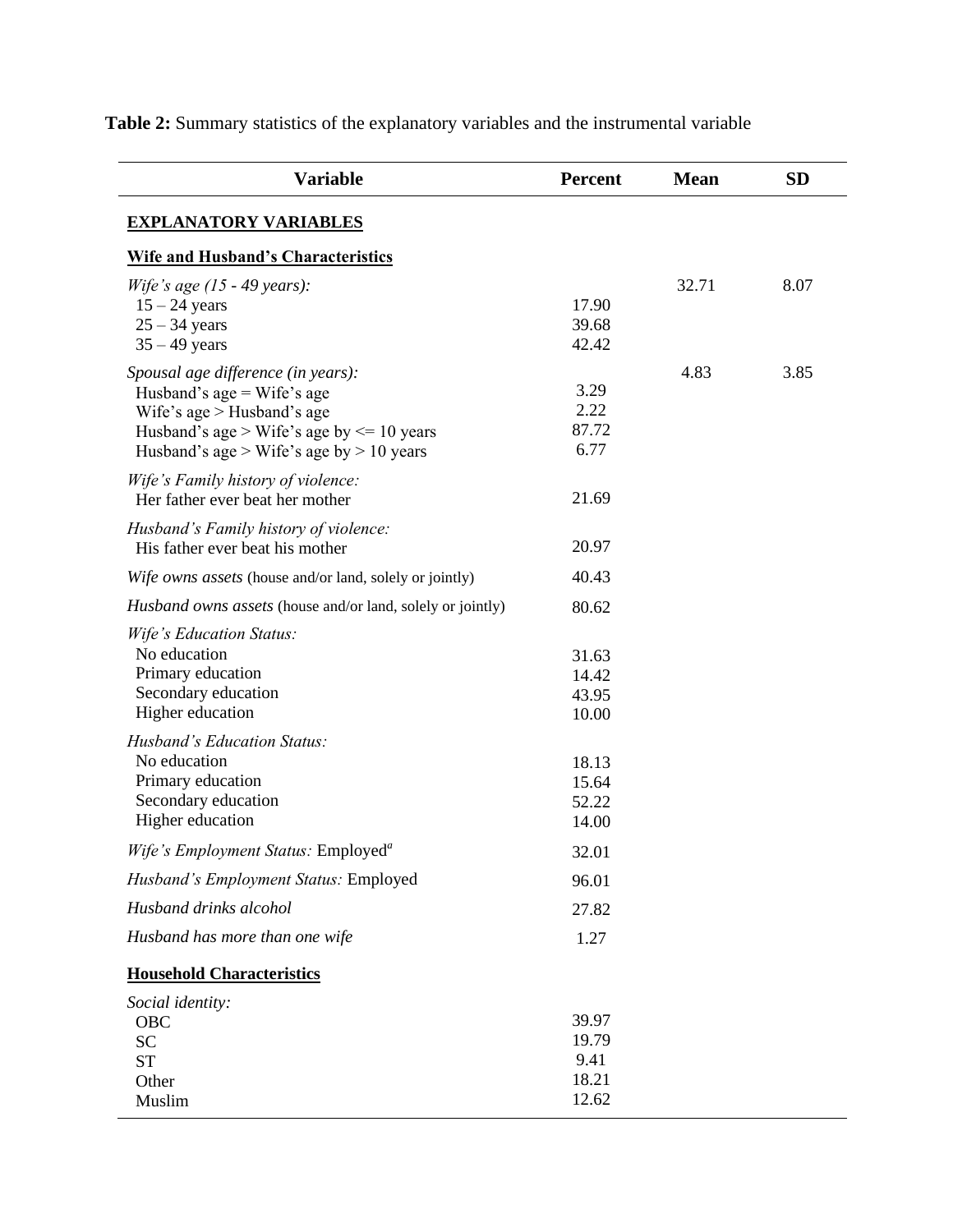**Table 2:** Summary statistics of the explanatory variables and the instrumental variable

| Variable | Percent | Mean | SD |
|---|---|---|---|
| **EXPLANATORY VARIABLES** | | | |
| **Wife and Husband's Characteristics** | | | |
| *Wife's age (15 - 49 years):* | | 32.71 | 8.07 |
| 15 – 24 years | 17.90 | | |
| 25 – 34 years | 39.68 | | |
| 35 – 49 years | 42.42 | | |
| *Spousal age difference (in years):* | | 4.83 | 3.85 |
| Husband's age = Wife's age | 3.29 | | |
| Wife's age > Husband's age | 2.22 | | |
| Husband's age > Wife's age by <= 10 years | 87.72 | | |
| Husband's age > Wife's age by > 10 years | 6.77 | | |
| *Wife's Family history of violence:* | | | |
| Her father ever beat her mother | 21.69 | | |
| *Husband's Family history of violence:* | | | |
| His father ever beat his mother | 20.97 | | |
| *Wife owns assets* (house and/or land, solely or jointly) | 40.43 | | |
| *Husband owns assets* (house and/or land, solely or jointly) | 80.62 | | |
| *Wife's Education Status:* | | | |
| No education | 31.63 | | |
| Primary education | 14.42 | | |
| Secondary education | 43.95 | | |
| Higher education | 10.00 | | |
| *Husband's Education Status:* | | | |
| No education | 18.13 | | |
| Primary education | 15.64 | | |
| Secondary education | 52.22 | | |
| Higher education | 14.00 | | |
| *Wife's Employment Status:* Employed[a] | 32.01 | | |
| *Husband's Employment Status:* Employed | 96.01 | | |
| *Husband drinks alcohol* | 27.82 | | |
| *Husband has more than one wife* | 1.27 | | |
| **Household Characteristics** | | | |
| *Social identity:* | | | |
| OBC | 39.97 | | |
| SC | 19.79 | | |
| ST | 9.41 | | |
| Other | 18.21 | | |
| Muslim | 12.62 | | |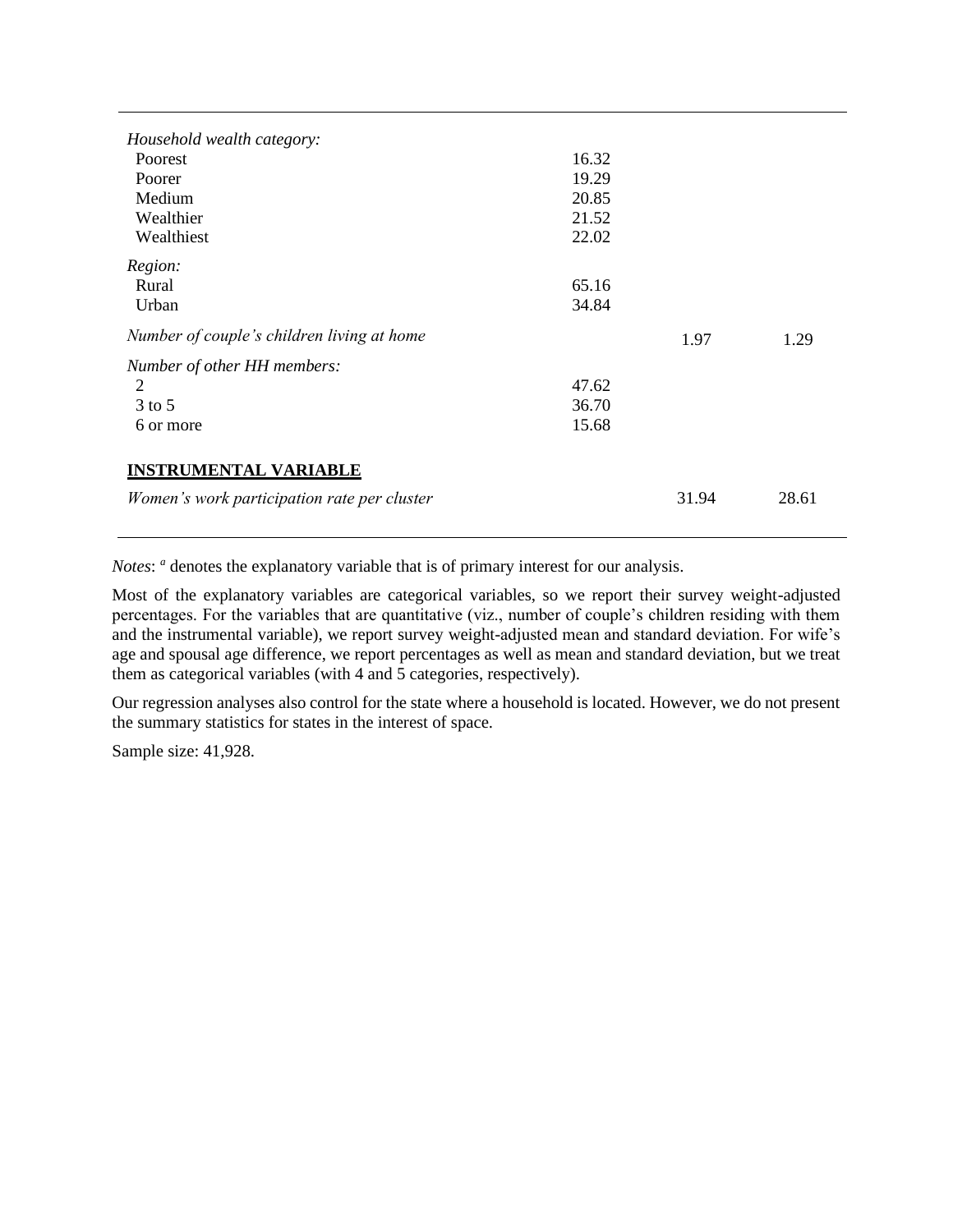| | | | |
|---|---|---|---|
| *Household wealth category:* | | | |
| Poorest | 16.32 | | |
| Poorer | 19.29 | | |
| Medium | 20.85 | | |
| Wealthier | 21.52 | | |
| Wealthiest | 22.02 | | |
| *Region:* | | | |
| Rural | 65.16 | | |
| Urban | 34.84 | | |
| *Number of couple's children living at home* | | 1.97 | 1.29 |
| *Number of other HH members:* | | | |
| 2 | 47.62 | | |
| 3 to 5 | 36.70 | | |
| 6 or more | 15.68 | | |
| **INSTRUMENTAL VARIABLE** | | | |
| *Women's work participation rate per cluster* | | 31.94 | 28.61 |

*Notes*: [a] denotes the explanatory variable that is of primary interest for our analysis.

Most of the explanatory variables are categorical variables, so we report their survey weight-adjusted percentages. For the variables that are quantitative (viz., number of couple's children residing with them and the instrumental variable), we report survey weight-adjusted mean and standard deviation. For wife's age and spousal age difference, we report percentages as well as mean and standard deviation, but we treat them as categorical variables (with 4 and 5 categories, respectively).

Our regression analyses also control for the state where a household is located. However, we do not present the summary statistics for states in the interest of space.

Sample size: 41,928.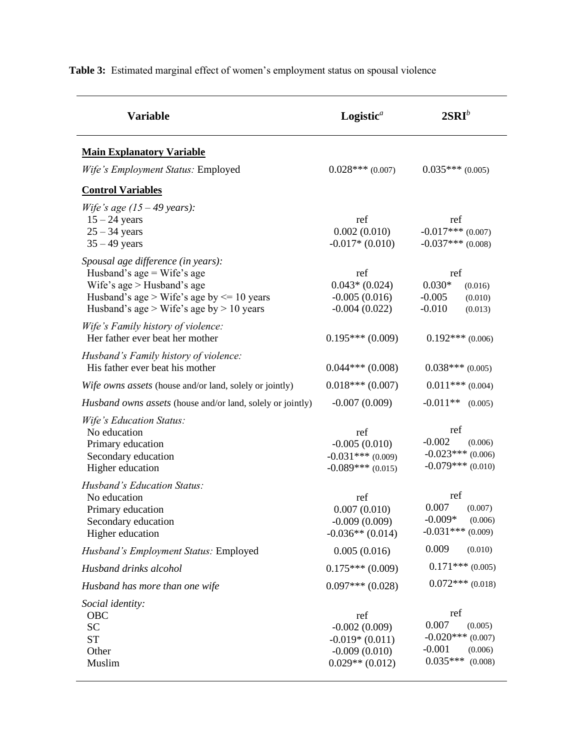**Table 3:** Estimated marginal effect of women's employment status on spousal violence

| Variable | Logistic[a] | 2SRI[b] |
|---|---|---|
| **Main Explanatory Variable** | | |
| *Wife's Employment Status:* Employed | 0.028*** (0.007) | 0.035*** (0.005) |
| **Control Variables** | | |
| *Wife's age (15 – 49 years):* | | |
| 15 – 24 years | ref | ref |
| 25 – 34 years | 0.002 (0.010) | -0.017*** (0.007) |
| 35 – 49 years | -0.017* (0.010) | -0.037*** (0.008) |
| *Spousal age difference (in years):* | | |
| Husband's age = Wife's age | ref | ref |
| Wife's age > Husband's age | 0.043* (0.024) | 0.030* (0.016) |
| Husband's age > Wife's age by <= 10 years | -0.005 (0.016) | -0.005 (0.010) |
| Husband's age > Wife's age by > 10 years | -0.004 (0.022) | -0.010 (0.013) |
| *Wife's Family history of violence:* | | |
| Her father ever beat her mother | 0.195*** (0.009) | 0.192*** (0.006) |
| *Husband's Family history of violence:* | | |
| His father ever beat his mother | 0.044*** (0.008) | 0.038*** (0.005) |
| *Wife owns assets* (house and/or land, solely or jointly) | 0.018*** (0.007) | 0.011*** (0.004) |
| *Husband owns assets* (house and/or land, solely or jointly) | -0.007 (0.009) | -0.011** (0.005) |
| *Wife's Education Status:* | | |
| No education | ref | ref |
| Primary education | -0.005 (0.010) | -0.002 (0.006) |
| Secondary education | -0.031*** (0.009) | -0.023*** (0.006) |
| Higher education | -0.089*** (0.015) | -0.079*** (0.010) |
| *Husband's Education Status:* | | |
| No education | ref | ref |
| Primary education | 0.007 (0.010) | 0.007 (0.007) |
| Secondary education | -0.009 (0.009) | -0.009* (0.006) |
| Higher education | -0.036** (0.014) | -0.031*** (0.009) |
| *Husband's Employment Status:* Employed | 0.005 (0.016) | 0.009 (0.010) |
| *Husband drinks alcohol* | 0.175*** (0.009) | 0.171*** (0.005) |
| *Husband has more than one wife* | 0.097*** (0.028) | 0.072*** (0.018) |
| *Social identity:* | | |
| OBC | ref | ref |
| SC | -0.002 (0.009) | 0.007 (0.005) |
| ST | -0.019* (0.011) | -0.020*** (0.007) |
| Other | -0.009 (0.010) | -0.001 (0.006) |
| Muslim | 0.029** (0.012) | 0.035*** (0.008) |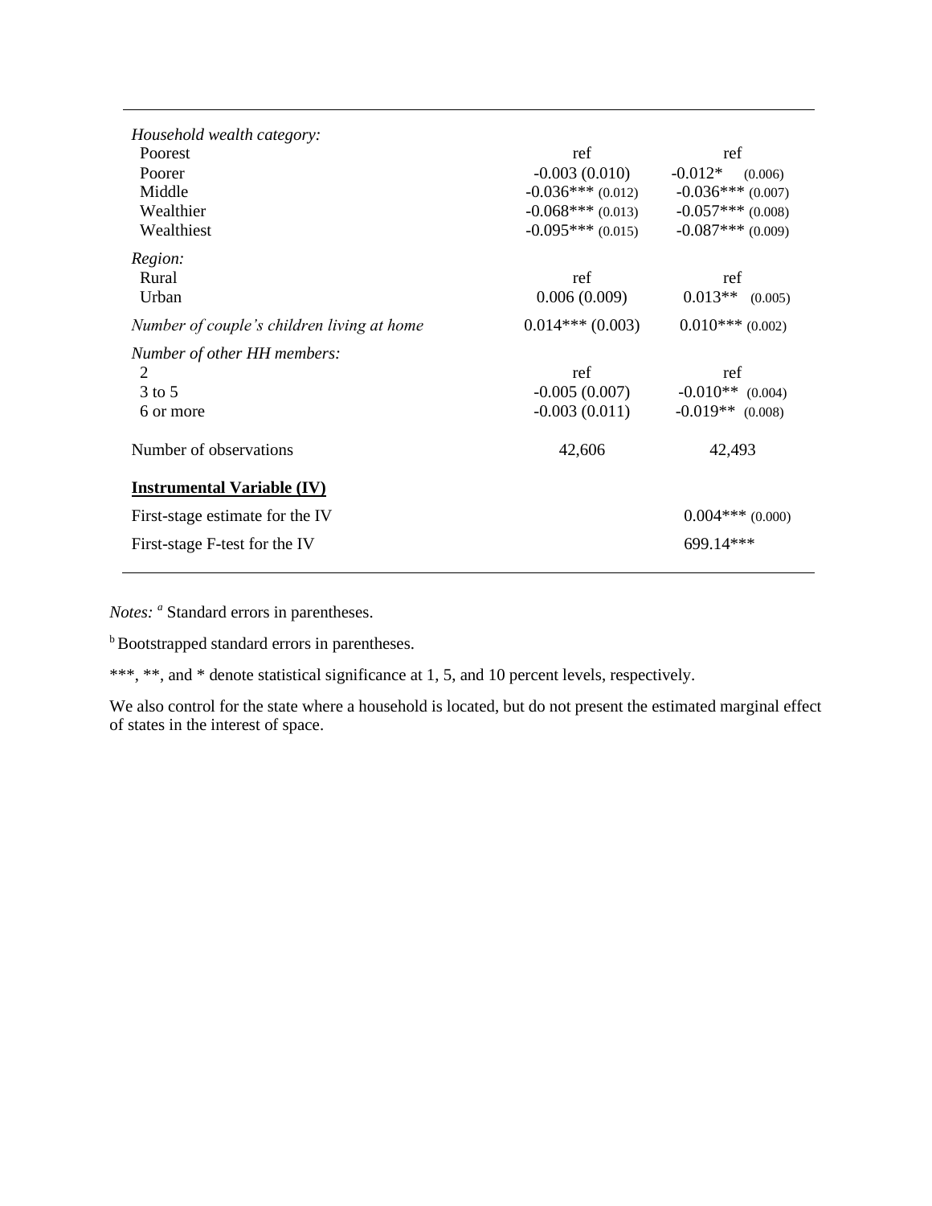| | | |
|---|---|---|
| *Household wealth category:* | | |
| Poorest | ref | ref |
| Poorer | -0.003 (0.010) | -0.012* (0.006) |
| Middle | -0.036*** (0.012) | -0.036*** (0.007) |
| Wealthier | -0.068*** (0.013) | -0.057*** (0.008) |
| Wealthiest | -0.095*** (0.015) | -0.087*** (0.009) |
| *Region:* | | |
| Rural | ref | ref |
| Urban | 0.006 (0.009) | 0.013** (0.005) |
| *Number of couple's children living at home* | 0.014*** (0.003) | 0.010*** (0.002) |
| *Number of other HH members:* | | |
| 2 | ref | ref |
| 3 to 5 | -0.005 (0.007) | -0.010** (0.004) |
| 6 or more | -0.003 (0.011) | -0.019** (0.008) |
| Number of observations | 42,606 | 42,493 |
| **Instrumental Variable (IV)** | | |
| First-stage estimate for the IV | | 0.004*** (0.000) |
| First-stage F-test for the IV | | 699.14*** |

*Notes:* [a] Standard errors in parentheses.

[b] Bootstrapped standard errors in parentheses.

***, **, and * denote statistical significance at 1, 5, and 10 percent levels, respectively.

We also control for the state where a household is located, but do not present the estimated marginal effect of states in the interest of space.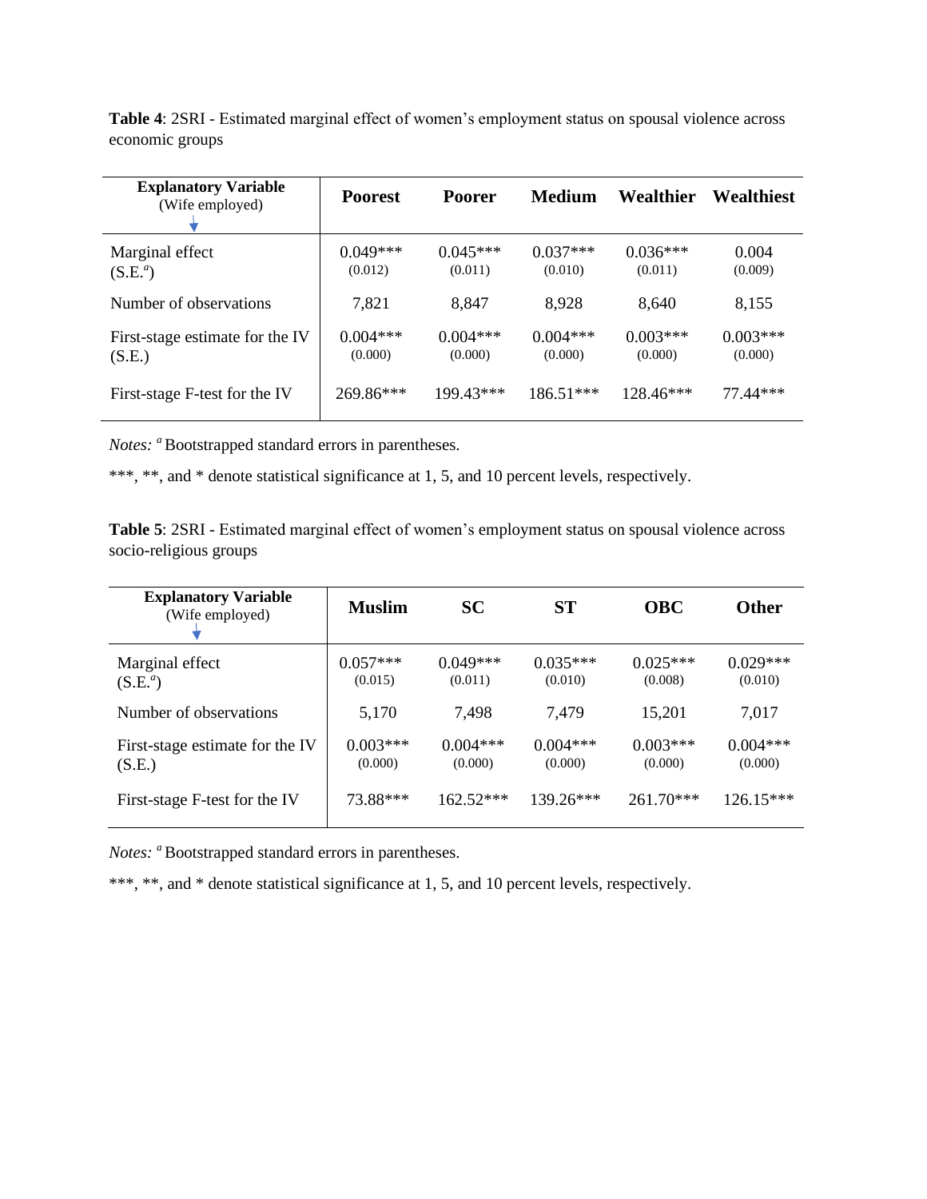**Table 4**: 2SRI - Estimated marginal effect of women's employment status on spousal violence across economic groups

| **Explanatory Variable** (Wife employed) | **Poorest** | **Poorer** | **Medium** | **Wealthier** | **Wealthiest** |
|---|---|---|---|---|---|
| Marginal effect (S.E.[a]) | 0.049*** (0.012) | 0.045*** (0.011) | 0.037*** (0.010) | 0.036*** (0.011) | 0.004 (0.009) |
| Number of observations | 7,821 | 8,847 | 8,928 | 8,640 | 8,155 |
| First-stage estimate for the IV (S.E.) | 0.004*** (0.000) | 0.004*** (0.000) | 0.004*** (0.000) | 0.003*** (0.000) | 0.003*** (0.000) |
| First-stage F-test for the IV | 269.86*** | 199.43*** | 186.51*** | 128.46*** | 77.44*** |

*Notes:* [a] Bootstrapped standard errors in parentheses.

***, **, and * denote statistical significance at 1, 5, and 10 percent levels, respectively.

**Table 5**: 2SRI - Estimated marginal effect of women's employment status on spousal violence across socio-religious groups

| **Explanatory Variable** (Wife employed) | **Muslim** | **SC** | **ST** | **OBC** | **Other** |
|---|---|---|---|---|---|
| Marginal effect (S.E.[a]) | 0.057*** (0.015) | 0.049*** (0.011) | 0.035*** (0.010) | 0.025*** (0.008) | 0.029*** (0.010) |
| Number of observations | 5,170 | 7,498 | 7,479 | 15,201 | 7,017 |
| First-stage estimate for the IV (S.E.) | 0.003*** (0.000) | 0.004*** (0.000) | 0.004*** (0.000) | 0.003*** (0.000) | 0.004*** (0.000) |
| First-stage F-test for the IV | 73.88*** | 162.52*** | 139.26*** | 261.70*** | 126.15*** |

*Notes:* [a] Bootstrapped standard errors in parentheses.

***, **, and * denote statistical significance at 1, 5, and 10 percent levels, respectively.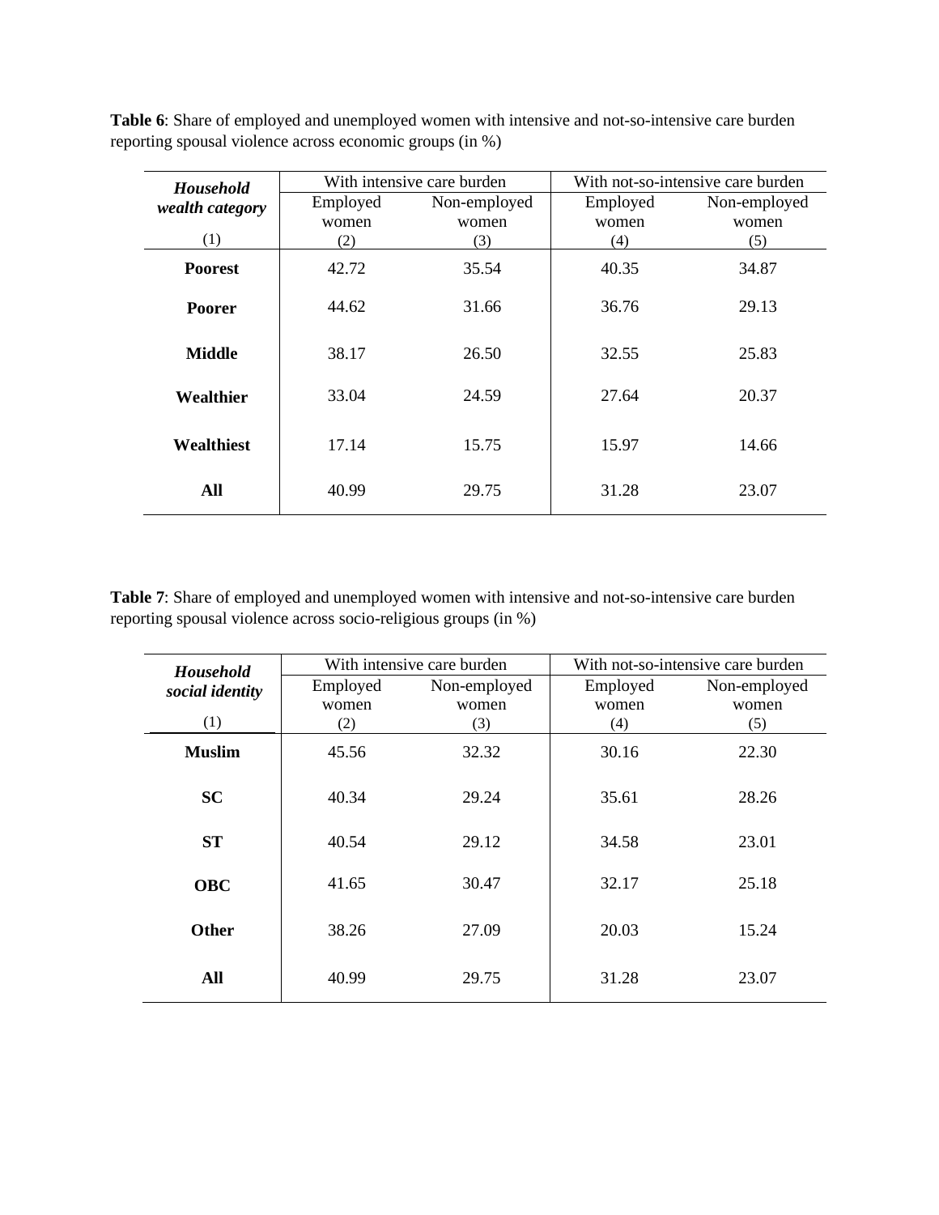**Table 6**: Share of employed and unemployed women with intensive and not-so-intensive care burden reporting spousal violence across economic groups (in %)

| ***Household wealth category*** | With intensive care burden | | With not-so-intensive care burden | |
|---|---|---|---|---|
| | Employed women | Non-employed women | Employed women | Non-employed women |
| (1) | (2) | (3) | (4) | (5) |
| **Poorest** | 42.72 | 35.54 | 40.35 | 34.87 |
| **Poorer** | 44.62 | 31.66 | 36.76 | 29.13 |
| **Middle** | 38.17 | 26.50 | 32.55 | 25.83 |
| **Wealthier** | 33.04 | 24.59 | 27.64 | 20.37 |
| **Wealthiest** | 17.14 | 15.75 | 15.97 | 14.66 |
| **All** | 40.99 | 29.75 | 31.28 | 23.07 |

**Table 7**: Share of employed and unemployed women with intensive and not-so-intensive care burden reporting spousal violence across socio-religious groups (in %)

| ***Household social identity*** | With intensive care burden | | With not-so-intensive care burden | |
|---|---|---|---|---|
| | Employed women | Non-employed women | Employed women | Non-employed women |
| (1) | (2) | (3) | (4) | (5) |
| **Muslim** | 45.56 | 32.32 | 30.16 | 22.30 |
| **SC** | 40.34 | 29.24 | 35.61 | 28.26 |
| **ST** | 40.54 | 29.12 | 34.58 | 23.01 |
| **OBC** | 41.65 | 30.47 | 32.17 | 25.18 |
| **Other** | 38.26 | 27.09 | 20.03 | 15.24 |
| **All** | 40.99 | 29.75 | 31.28 | 23.07 |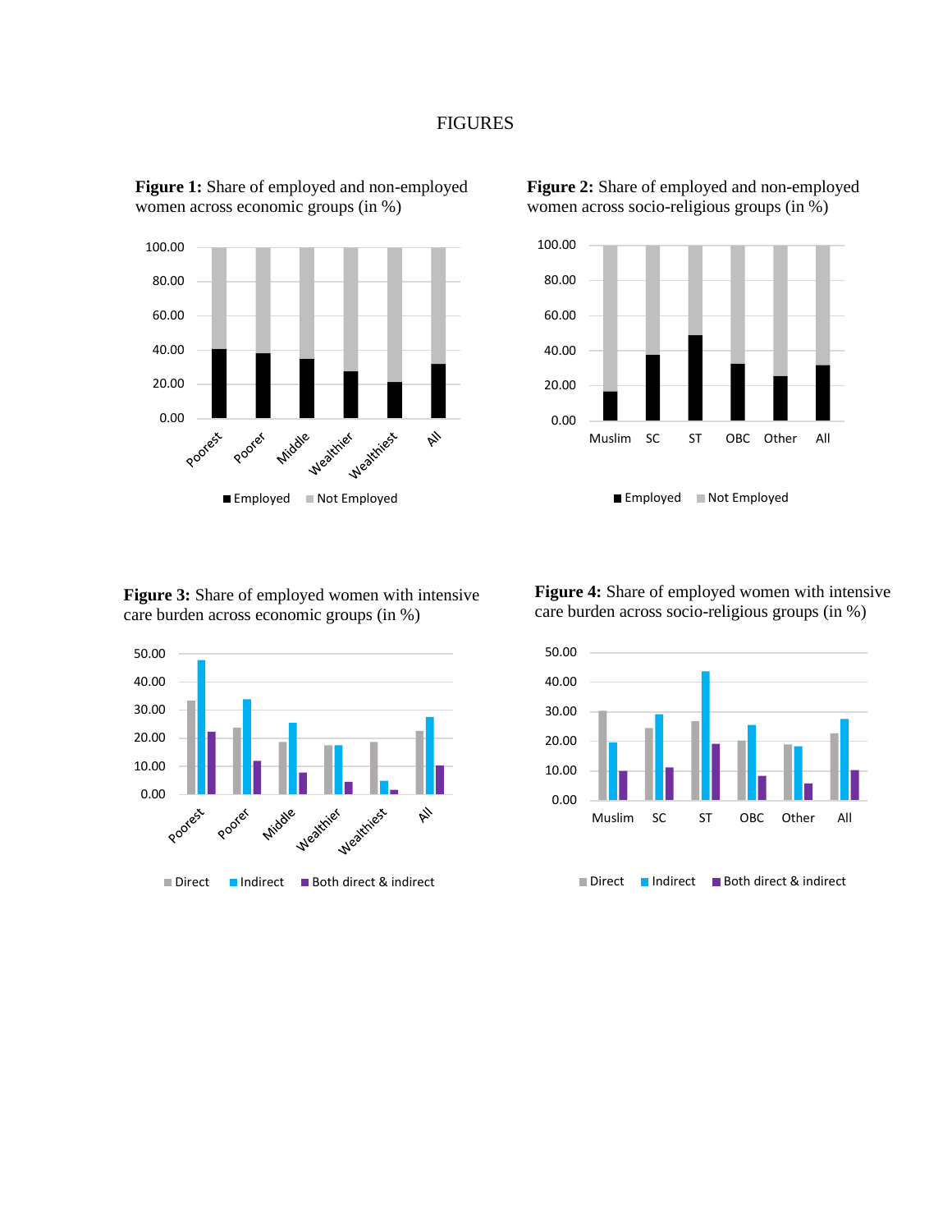# FIGURES

**Figure 1:** Share of employed and non-employed women across economic groups (in %)

**Figure 2:** Share of employed and non-employed women across socio-religious groups (in %)

**Figure 3:** Share of employed women with intensive care burden across economic groups (in %)

**Figure 4:** Share of employed women with intensive care burden across socio-religious groups (in %)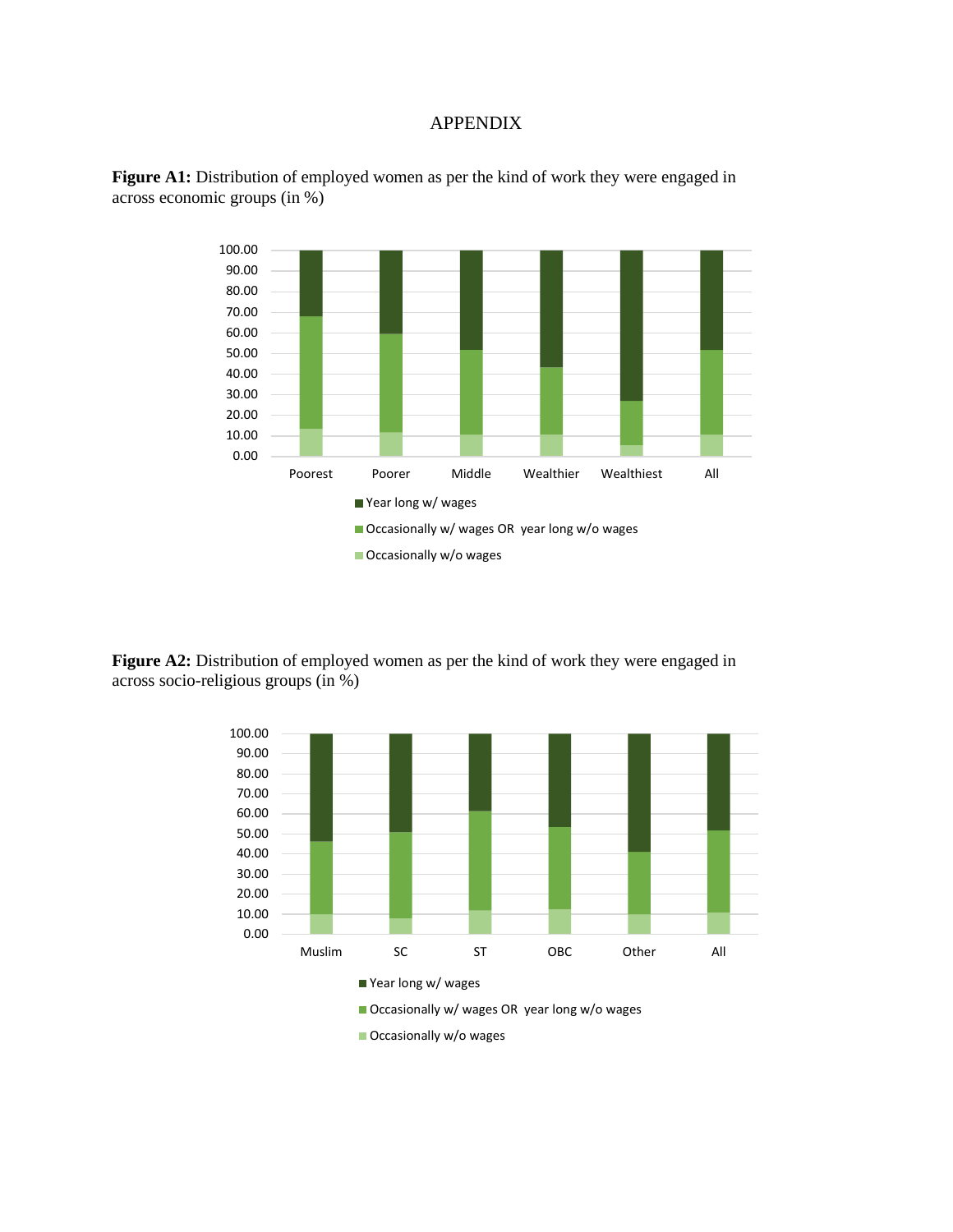# APPENDIX

**Figure A1:** Distribution of employed women as per the kind of work they were engaged in across economic groups (in %)

100.00
90.00
80.00
70.00
60.00
50.00
40.00
30.00
20.00
10.00
0.00

Poorest
Poorer
Middle
Wealthier
Wealthiest
All

Year long w/ wages
Occasionally w/ wages OR year long w/o wages
Occasionally w/o wages

**Figure A2:** Distribution of employed women as per the kind of work they were engaged in across socio-religious groups (in %)

100.00
90.00
80.00
70.00
60.00
50.00
40.00
30.00
20.00
10.00
0.00

Muslim
SC
ST
OBC
Other
All

Year long w/ wages
Occasionally w/ wages OR year long w/o wages
Occasionally w/o wages